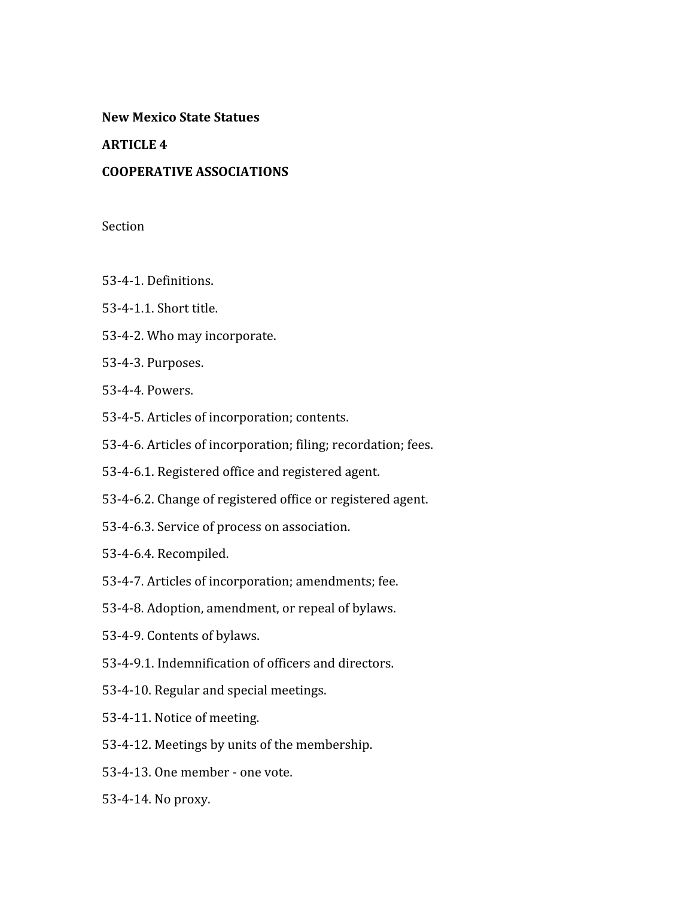**New Mexico State Statues**

**ARTICLE 4**

**COOPERATIVE ASSOCIATIONS**

Section

53-4-1. Definitions.

53-4-1.1. Short title.

53-4-2. Who may incorporate.

53-4-3. Purposes.

53-4-4. Powers.

53-4-5. Articles of incorporation; contents.

53-4-6. Articles of incorporation; filing; recordation; fees.

53-4-6.1. Registered office and registered agent.

53-4-6.2. Change of registered office or registered agent.

53-4-6.3. Service of process on association.

53-4-6.4. Recompiled.

53-4-7. Articles of incorporation; amendments; fee.

53-4-8. Adoption, amendment, or repeal of bylaws.

53-4-9. Contents of bylaws.

53-4-9.1. Indemnification of officers and directors.

53-4-10. Regular and special meetings.

53-4-11. Notice of meeting.

53-4-12. Meetings by units of the membership.

53-4-13. One member - one vote.

53-4-14. No proxy.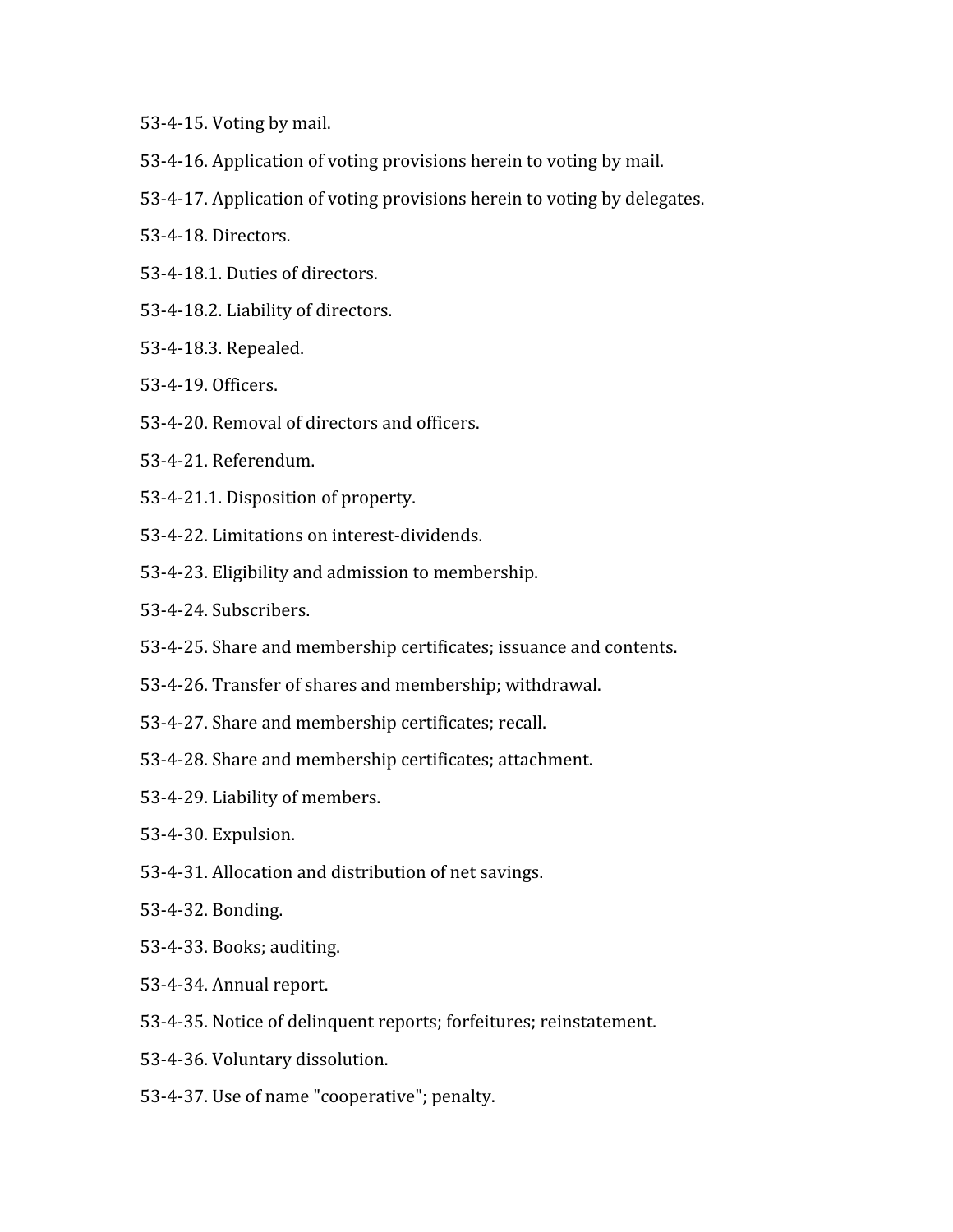53-4-15. Voting by mail.

53-4-16. Application of voting provisions herein to voting by mail.

53-4-17. Application of voting provisions herein to voting by delegates.

53-4-18. Directors.

53-4-18.1. Duties of directors.

53-4-18.2. Liability of directors.

53-4-18.3. Repealed.

53-4-19. Officers.

53-4-20. Removal of directors and officers.

53-4-21. Referendum.

53-4-21.1. Disposition of property.

53-4-22. Limitations on interest-dividends.

53-4-23. Eligibility and admission to membership.

53-4-24. Subscribers.

53-4-25. Share and membership certificates; issuance and contents.

53-4-26. Transfer of shares and membership; withdrawal.

53-4-27. Share and membership certificates; recall.

53-4-28. Share and membership certificates; attachment.

53-4-29. Liability of members.

53-4-30. Expulsion.

53-4-31. Allocation and distribution of net savings.

53-4-32. Bonding.

53-4-33. Books; auditing.

53-4-34. Annual report.

53-4-35. Notice of delinquent reports; forfeitures; reinstatement.

53-4-36. Voluntary dissolution.

53-4-37. Use of name "cooperative"; penalty.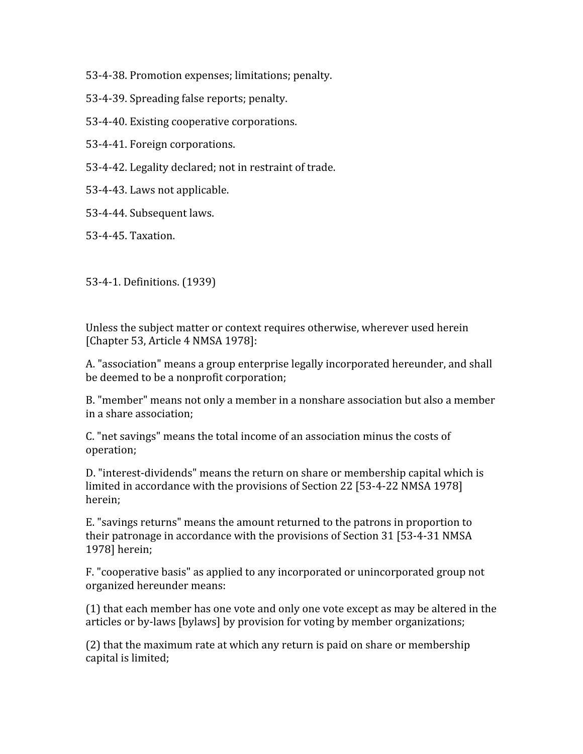53-4-38. Promotion expenses; limitations; penalty.

53-4-39. Spreading false reports; penalty.

53-4-40. Existing cooperative corporations.

53-4-41. Foreign corporations.

53-4-42. Legality declared; not in restraint of trade.

53-4-43. Laws not applicable.

53-4-44. Subsequent laws.

53-4-45. Taxation.

53-4-1. Definitions. (1939)

Unless the subject matter or context requires otherwise, wherever used herein [Chapter 53, Article 4 NMSA 1978]:

A. "association" means a group enterprise legally incorporated hereunder, and shall be deemed to be a nonprofit corporation;

B. "member" means not only a member in a nonshare association but also a member in a share association;

C. "net savings" means the total income of an association minus the costs of operation;

D. "interest-dividends" means the return on share or membership capital which is limited in accordance with the provisions of Section 22 [53-4-22 NMSA 1978] herein;

E. "savings returns" means the amount returned to the patrons in proportion to their patronage in accordance with the provisions of Section 31 [53-4-31 NMSA 1978] herein;

F. "cooperative basis" as applied to any incorporated or unincorporated group not organized hereunder means:

(1) that each member has one vote and only one vote except as may be altered in the articles or by-laws [bylaws] by provision for voting by member organizations;

(2) that the maximum rate at which any return is paid on share or membership capital is limited;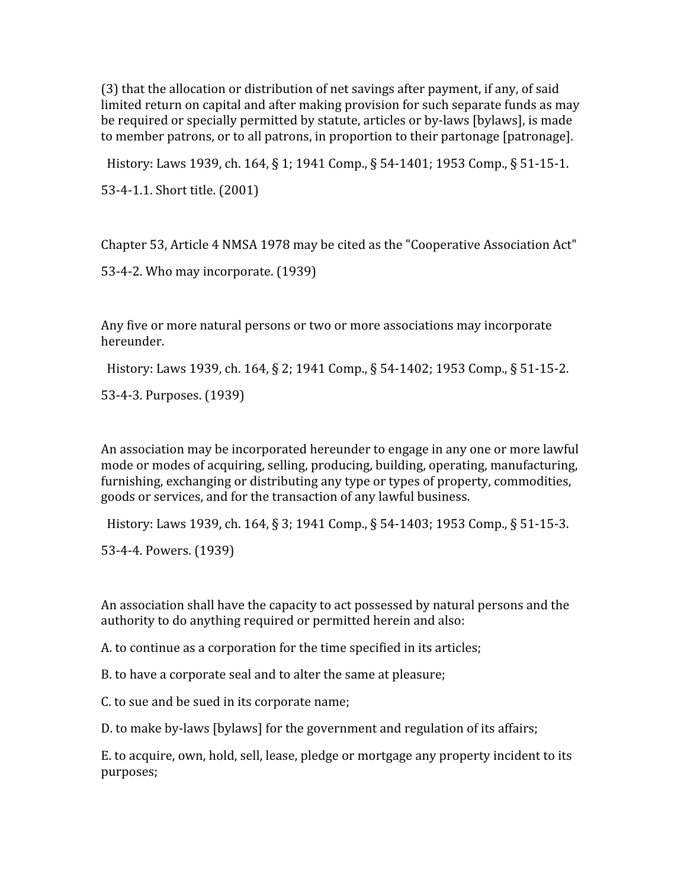(3) that the allocation or distribution of net savings after payment, if any, of said limited return on capital and after making provision for such separate funds as may be required or specially permitted by statute, articles or by-laws [bylaws], is made to member patrons, or to all patrons, in proportion to their partonage [patronage].

History: Laws 1939, ch. 164, § 1; 1941 Comp., § 54-1401; 1953 Comp., § 51-15-1.

53-4-1.1. Short title. (2001)

Chapter 53, Article 4 NMSA 1978 may be cited as the "Cooperative Association Act"

53-4-2. Who may incorporate. (1939)

Any five or more natural persons or two or more associations may incorporate hereunder.

History: Laws 1939, ch. 164, § 2; 1941 Comp., § 54-1402; 1953 Comp., § 51-15-2.

53-4-3. Purposes. (1939)

An association may be incorporated hereunder to engage in any one or more lawful mode or modes of acquiring, selling, producing, building, operating, manufacturing, furnishing, exchanging or distributing any type or types of property, commodities, goods or services, and for the transaction of any lawful business.

History: Laws 1939, ch. 164, § 3; 1941 Comp., § 54-1403; 1953 Comp., § 51-15-3.

53-4-4. Powers. (1939)

An association shall have the capacity to act possessed by natural persons and the authority to do anything required or permitted herein and also:

A. to continue as a corporation for the time specified in its articles;

B. to have a corporate seal and to alter the same at pleasure;

C. to sue and be sued in its corporate name;

D. to make by-laws [bylaws] for the government and regulation of its affairs;

E. to acquire, own, hold, sell, lease, pledge or mortgage any property incident to its purposes;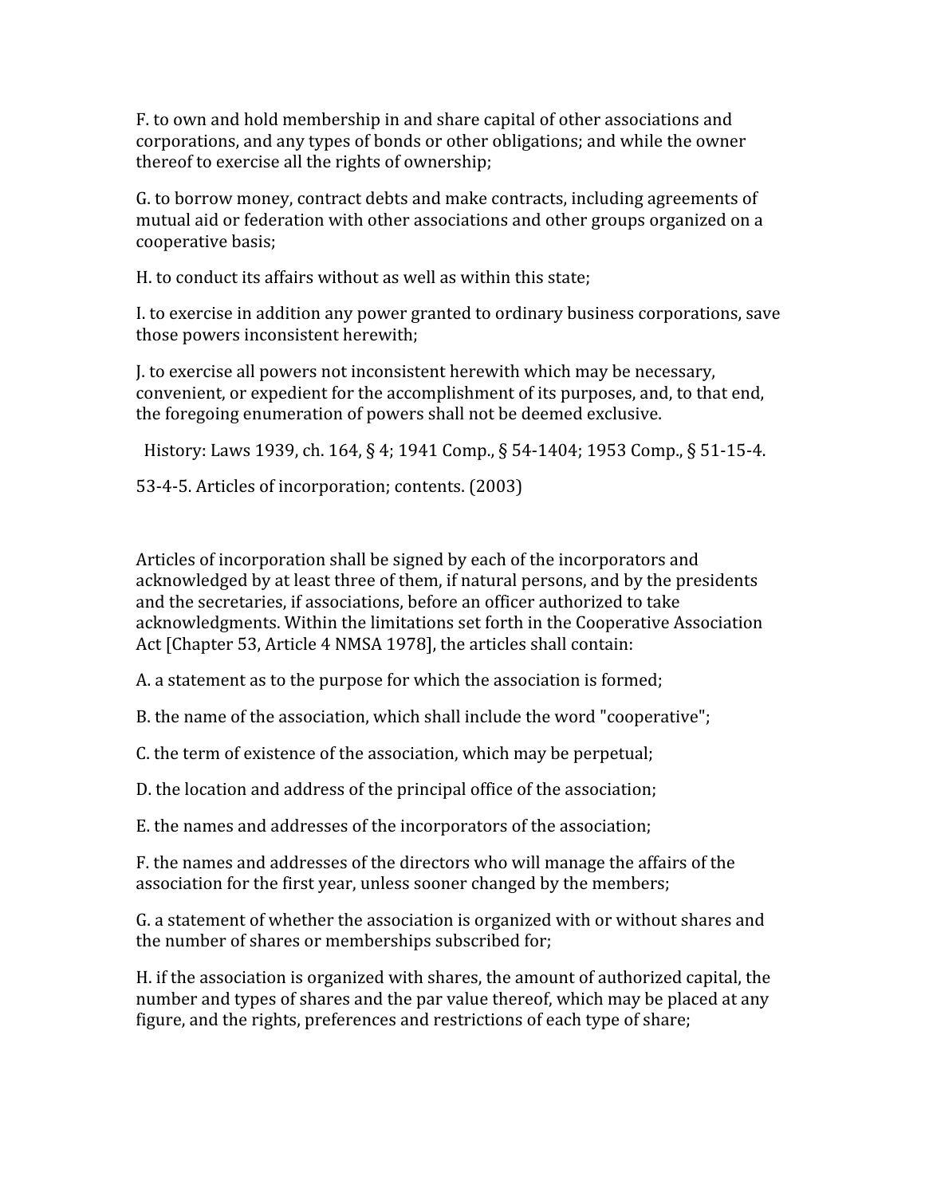F. to own and hold membership in and share capital of other associations and corporations, and any types of bonds or other obligations; and while the owner thereof to exercise all the rights of ownership;

G. to borrow money, contract debts and make contracts, including agreements of mutual aid or federation with other associations and other groups organized on a cooperative basis;

H. to conduct its affairs without as well as within this state;

I. to exercise in addition any power granted to ordinary business corporations, save those powers inconsistent herewith;

J. to exercise all powers not inconsistent herewith which may be necessary, convenient, or expedient for the accomplishment of its purposes, and, to that end, the foregoing enumeration of powers shall not be deemed exclusive.

History: Laws 1939, ch. 164, § 4; 1941 Comp., § 54-1404; 1953 Comp., § 51-15-4.

53-4-5. Articles of incorporation; contents. (2003)

Articles of incorporation shall be signed by each of the incorporators and acknowledged by at least three of them, if natural persons, and by the presidents and the secretaries, if associations, before an officer authorized to take acknowledgments. Within the limitations set forth in the Cooperative Association Act [Chapter 53, Article 4 NMSA 1978], the articles shall contain:

A. a statement as to the purpose for which the association is formed;

B. the name of the association, which shall include the word "cooperative";

C. the term of existence of the association, which may be perpetual;

D. the location and address of the principal office of the association;

E. the names and addresses of the incorporators of the association;

F. the names and addresses of the directors who will manage the affairs of the association for the first year, unless sooner changed by the members;

G. a statement of whether the association is organized with or without shares and the number of shares or memberships subscribed for;

H. if the association is organized with shares, the amount of authorized capital, the number and types of shares and the par value thereof, which may be placed at any figure, and the rights, preferences and restrictions of each type of share;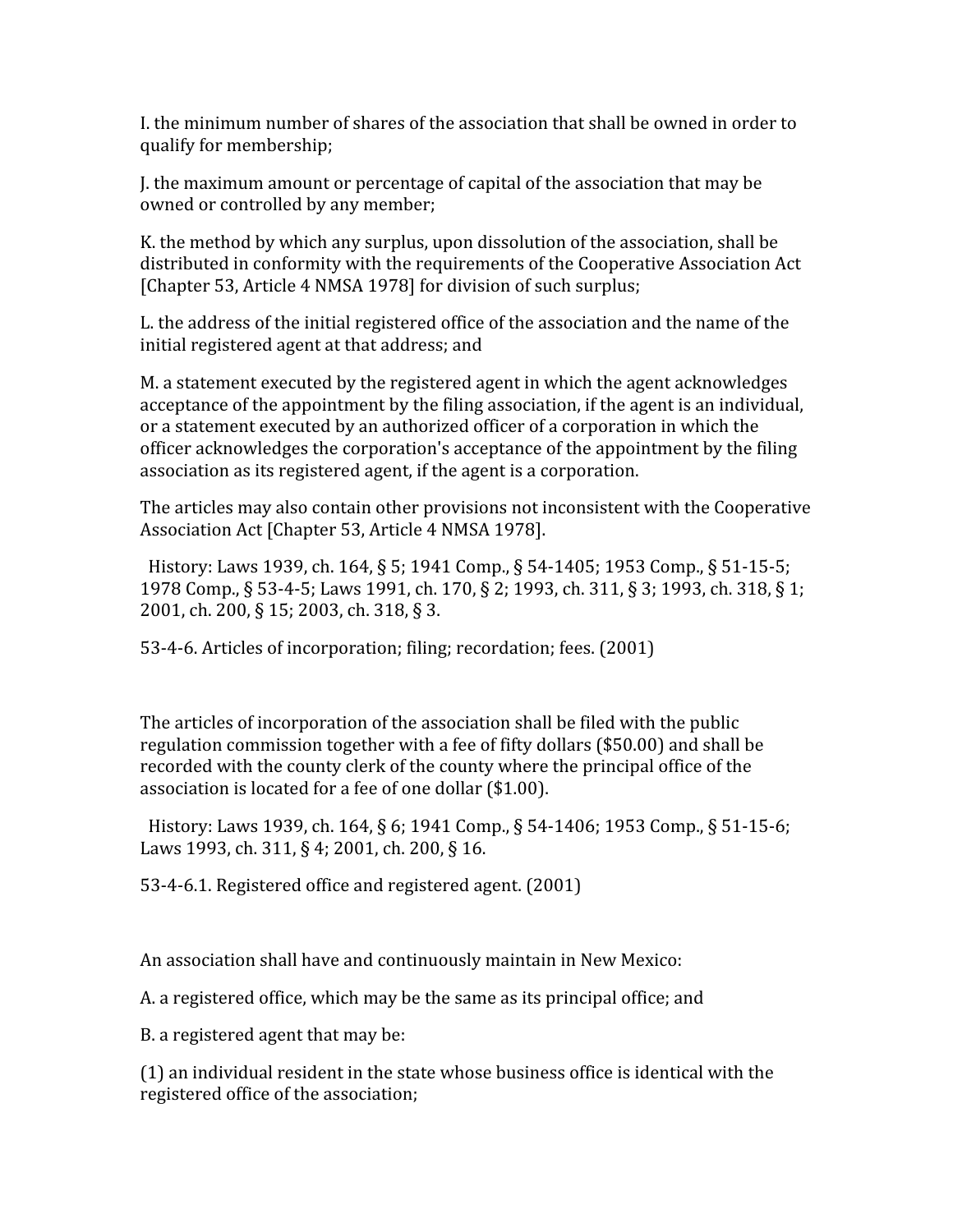I. the minimum number of shares of the association that shall be owned in order to qualify for membership;

J. the maximum amount or percentage of capital of the association that may be owned or controlled by any member;

K. the method by which any surplus, upon dissolution of the association, shall be distributed in conformity with the requirements of the Cooperative Association Act [Chapter 53, Article 4 NMSA 1978] for division of such surplus;

L. the address of the initial registered office of the association and the name of the initial registered agent at that address; and

M. a statement executed by the registered agent in which the agent acknowledges acceptance of the appointment by the filing association, if the agent is an individual, or a statement executed by an authorized officer of a corporation in which the officer acknowledges the corporation's acceptance of the appointment by the filing association as its registered agent, if the agent is a corporation.

The articles may also contain other provisions not inconsistent with the Cooperative Association Act [Chapter 53, Article 4 NMSA 1978].

History: Laws 1939, ch. 164, § 5; 1941 Comp., § 54-1405; 1953 Comp., § 51-15-5; 1978 Comp., § 53-4-5; Laws 1991, ch. 170, § 2; 1993, ch. 311, § 3; 1993, ch. 318, § 1; 2001, ch. 200, § 15; 2003, ch. 318, § 3.

53-4-6. Articles of incorporation; filing; recordation; fees. (2001)

The articles of incorporation of the association shall be filed with the public regulation commission together with a fee of fifty dollars ($50.00) and shall be recorded with the county clerk of the county where the principal office of the association is located for a fee of one dollar ($1.00).

History: Laws 1939, ch. 164, § 6; 1941 Comp., § 54-1406; 1953 Comp., § 51-15-6; Laws 1993, ch. 311, § 4; 2001, ch. 200, § 16.

53-4-6.1. Registered office and registered agent. (2001)

An association shall have and continuously maintain in New Mexico:

A. a registered office, which may be the same as its principal office; and

B. a registered agent that may be:

(1) an individual resident in the state whose business office is identical with the registered office of the association;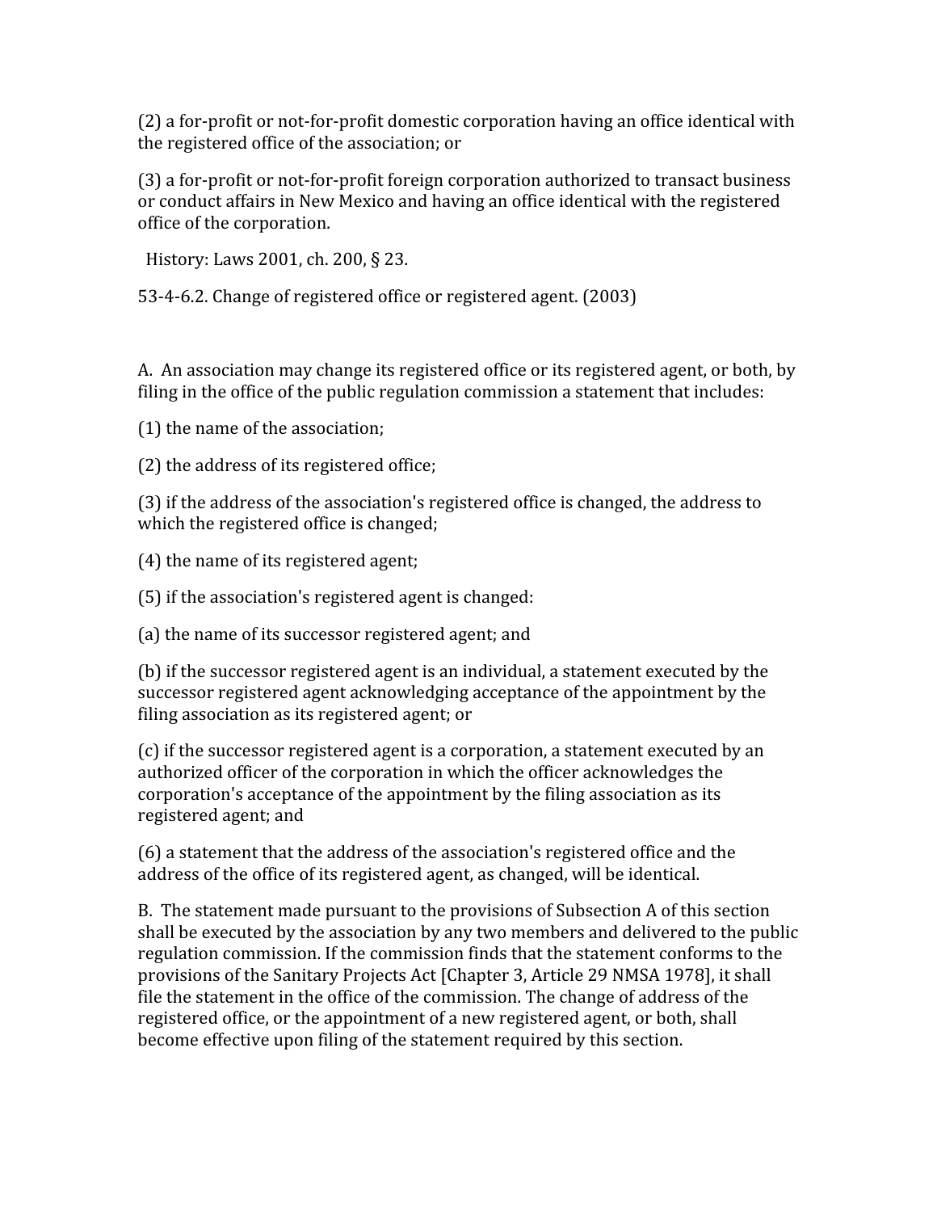(2) a for-profit or not-for-profit domestic corporation having an office identical with the registered office of the association; or

(3) a for-profit or not-for-profit foreign corporation authorized to transact business or conduct affairs in New Mexico and having an office identical with the registered office of the corporation.

History: Laws 2001, ch. 200, § 23.

53-4-6.2. Change of registered office or registered agent. (2003)

A. An association may change its registered office or its registered agent, or both, by filing in the office of the public regulation commission a statement that includes:

(1) the name of the association;

(2) the address of its registered office;

(3) if the address of the association's registered office is changed, the address to which the registered office is changed;

(4) the name of its registered agent;

(5) if the association's registered agent is changed:

(a) the name of its successor registered agent; and

(b) if the successor registered agent is an individual, a statement executed by the successor registered agent acknowledging acceptance of the appointment by the filing association as its registered agent; or

(c) if the successor registered agent is a corporation, a statement executed by an authorized officer of the corporation in which the officer acknowledges the corporation's acceptance of the appointment by the filing association as its registered agent; and

(6) a statement that the address of the association's registered office and the address of the office of its registered agent, as changed, will be identical.

B. The statement made pursuant to the provisions of Subsection A of this section shall be executed by the association by any two members and delivered to the public regulation commission. If the commission finds that the statement conforms to the provisions of the Sanitary Projects Act [Chapter 3, Article 29 NMSA 1978], it shall file the statement in the office of the commission. The change of address of the registered office, or the appointment of a new registered agent, or both, shall become effective upon filing of the statement required by this section.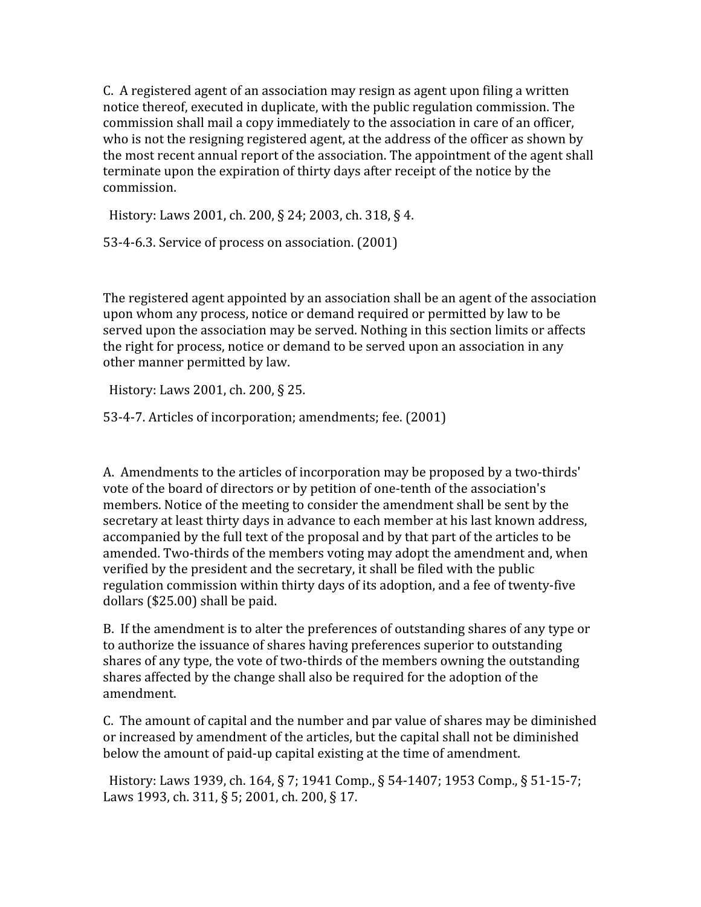C. A registered agent of an association may resign as agent upon filing a written notice thereof, executed in duplicate, with the public regulation commission. The commission shall mail a copy immediately to the association in care of an officer, who is not the resigning registered agent, at the address of the officer as shown by the most recent annual report of the association. The appointment of the agent shall terminate upon the expiration of thirty days after receipt of the notice by the commission.

History: Laws 2001, ch. 200, § 24; 2003, ch. 318, § 4.

53-4-6.3. Service of process on association. (2001)

The registered agent appointed by an association shall be an agent of the association upon whom any process, notice or demand required or permitted by law to be served upon the association may be served. Nothing in this section limits or affects the right for process, notice or demand to be served upon an association in any other manner permitted by law.

History: Laws 2001, ch. 200, § 25.

53-4-7. Articles of incorporation; amendments; fee. (2001)

A. Amendments to the articles of incorporation may be proposed by a two-thirds' vote of the board of directors or by petition of one-tenth of the association's members. Notice of the meeting to consider the amendment shall be sent by the secretary at least thirty days in advance to each member at his last known address, accompanied by the full text of the proposal and by that part of the articles to be amended. Two-thirds of the members voting may adopt the amendment and, when verified by the president and the secretary, it shall be filed with the public regulation commission within thirty days of its adoption, and a fee of twenty-five dollars ($25.00) shall be paid.

B. If the amendment is to alter the preferences of outstanding shares of any type or to authorize the issuance of shares having preferences superior to outstanding shares of any type, the vote of two-thirds of the members owning the outstanding shares affected by the change shall also be required for the adoption of the amendment.

C. The amount of capital and the number and par value of shares may be diminished or increased by amendment of the articles, but the capital shall not be diminished below the amount of paid-up capital existing at the time of amendment.

History: Laws 1939, ch. 164, § 7; 1941 Comp., § 54-1407; 1953 Comp., § 51-15-7; Laws 1993, ch. 311, § 5; 2001, ch. 200, § 17.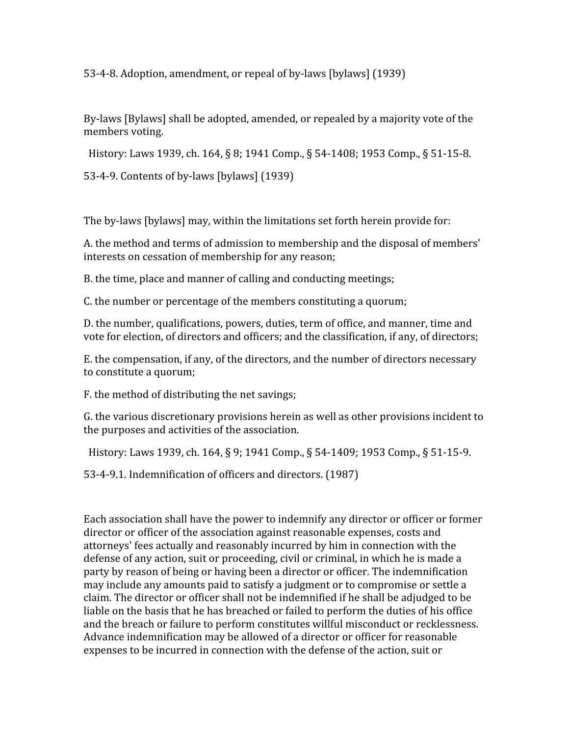53-4-8. Adoption, amendment, or repeal of by-laws [bylaws] (1939)

By-laws [Bylaws] shall be adopted, amended, or repealed by a majority vote of the members voting.

History: Laws 1939, ch. 164, § 8; 1941 Comp., § 54-1408; 1953 Comp., § 51-15-8.

53-4-9. Contents of by-laws [bylaws] (1939)

The by-laws [bylaws] may, within the limitations set forth herein provide for:

A. the method and terms of admission to membership and the disposal of members' interests on cessation of membership for any reason;

B. the time, place and manner of calling and conducting meetings;

C. the number or percentage of the members constituting a quorum;

D. the number, qualifications, powers, duties, term of office, and manner, time and vote for election, of directors and officers; and the classification, if any, of directors;

E. the compensation, if any, of the directors, and the number of directors necessary to constitute a quorum;

F. the method of distributing the net savings;

G. the various discretionary provisions herein as well as other provisions incident to the purposes and activities of the association.

History: Laws 1939, ch. 164, § 9; 1941 Comp., § 54-1409; 1953 Comp., § 51-15-9.

53-4-9.1. Indemnification of officers and directors. (1987)

Each association shall have the power to indemnify any director or officer or former director or officer of the association against reasonable expenses, costs and attorneys' fees actually and reasonably incurred by him in connection with the defense of any action, suit or proceeding, civil or criminal, in which he is made a party by reason of being or having been a director or officer. The indemnification may include any amounts paid to satisfy a judgment or to compromise or settle a claim. The director or officer shall not be indemnified if he shall be adjudged to be liable on the basis that he has breached or failed to perform the duties of his office and the breach or failure to perform constitutes willful misconduct or recklessness. Advance indemnification may be allowed of a director or officer for reasonable expenses to be incurred in connection with the defense of the action, suit or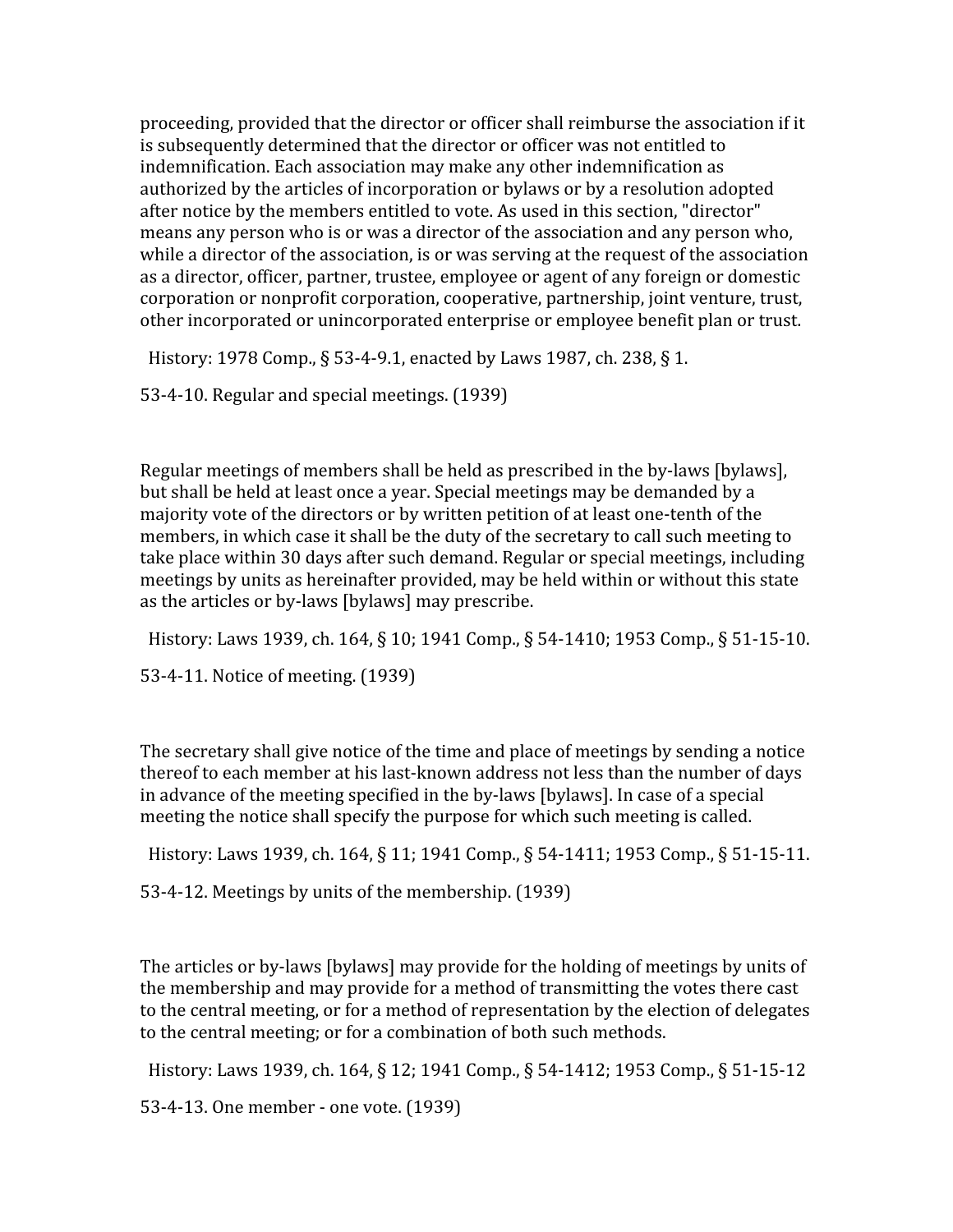proceeding, provided that the director or officer shall reimburse the association if it is subsequently determined that the director or officer was not entitled to indemnification. Each association may make any other indemnification as authorized by the articles of incorporation or bylaws or by a resolution adopted after notice by the members entitled to vote. As used in this section, "director" means any person who is or was a director of the association and any person who, while a director of the association, is or was serving at the request of the association as a director, officer, partner, trustee, employee or agent of any foreign or domestic corporation or nonprofit corporation, cooperative, partnership, joint venture, trust, other incorporated or unincorporated enterprise or employee benefit plan or trust.

History: 1978 Comp., § 53-4-9.1, enacted by Laws 1987, ch. 238, § 1.

53-4-10. Regular and special meetings. (1939)

Regular meetings of members shall be held as prescribed in the by-laws [bylaws], but shall be held at least once a year. Special meetings may be demanded by a majority vote of the directors or by written petition of at least one-tenth of the members, in which case it shall be the duty of the secretary to call such meeting to take place within 30 days after such demand. Regular or special meetings, including meetings by units as hereinafter provided, may be held within or without this state as the articles or by-laws [bylaws] may prescribe.

History: Laws 1939, ch. 164, § 10; 1941 Comp., § 54-1410; 1953 Comp., § 51-15-10.

53-4-11. Notice of meeting. (1939)

The secretary shall give notice of the time and place of meetings by sending a notice thereof to each member at his last-known address not less than the number of days in advance of the meeting specified in the by-laws [bylaws]. In case of a special meeting the notice shall specify the purpose for which such meeting is called.

History: Laws 1939, ch. 164, § 11; 1941 Comp., § 54-1411; 1953 Comp., § 51-15-11.

53-4-12. Meetings by units of the membership. (1939)

The articles or by-laws [bylaws] may provide for the holding of meetings by units of the membership and may provide for a method of transmitting the votes there cast to the central meeting, or for a method of representation by the election of delegates to the central meeting; or for a combination of both such methods.

History: Laws 1939, ch. 164, § 12; 1941 Comp., § 54-1412; 1953 Comp., § 51-15-12

53-4-13. One member - one vote. (1939)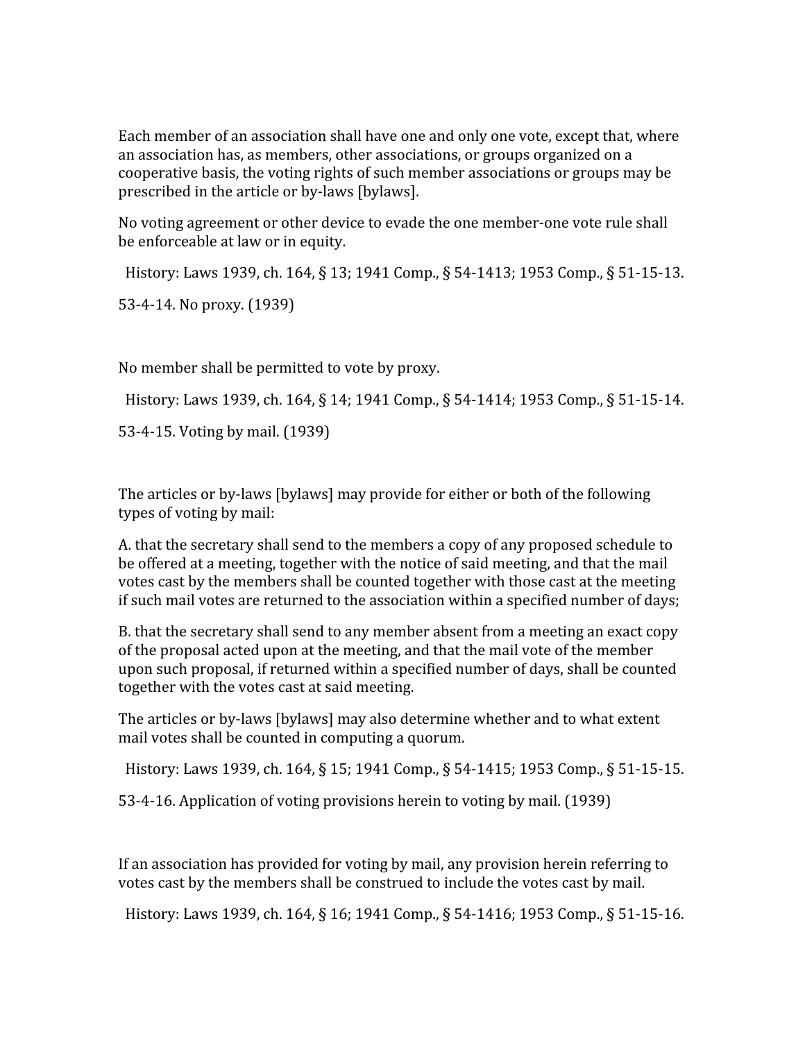Each member of an association shall have one and only one vote, except that, where an association has, as members, other associations, or groups organized on a cooperative basis, the voting rights of such member associations or groups may be prescribed in the article or by-laws [bylaws].

No voting agreement or other device to evade the one member-one vote rule shall be enforceable at law or in equity.

History: Laws 1939, ch. 164, § 13; 1941 Comp., § 54-1413; 1953 Comp., § 51-15-13.

53-4-14. No proxy. (1939)

No member shall be permitted to vote by proxy.

History: Laws 1939, ch. 164, § 14; 1941 Comp., § 54-1414; 1953 Comp., § 51-15-14.

53-4-15. Voting by mail. (1939)

The articles or by-laws [bylaws] may provide for either or both of the following types of voting by mail:

A. that the secretary shall send to the members a copy of any proposed schedule to be offered at a meeting, together with the notice of said meeting, and that the mail votes cast by the members shall be counted together with those cast at the meeting if such mail votes are returned to the association within a specified number of days;

B. that the secretary shall send to any member absent from a meeting an exact copy of the proposal acted upon at the meeting, and that the mail vote of the member upon such proposal, if returned within a specified number of days, shall be counted together with the votes cast at said meeting.

The articles or by-laws [bylaws] may also determine whether and to what extent mail votes shall be counted in computing a quorum.

History: Laws 1939, ch. 164, § 15; 1941 Comp., § 54-1415; 1953 Comp., § 51-15-15.

53-4-16. Application of voting provisions herein to voting by mail. (1939)

If an association has provided for voting by mail, any provision herein referring to votes cast by the members shall be construed to include the votes cast by mail.

History: Laws 1939, ch. 164, § 16; 1941 Comp., § 54-1416; 1953 Comp., § 51-15-16.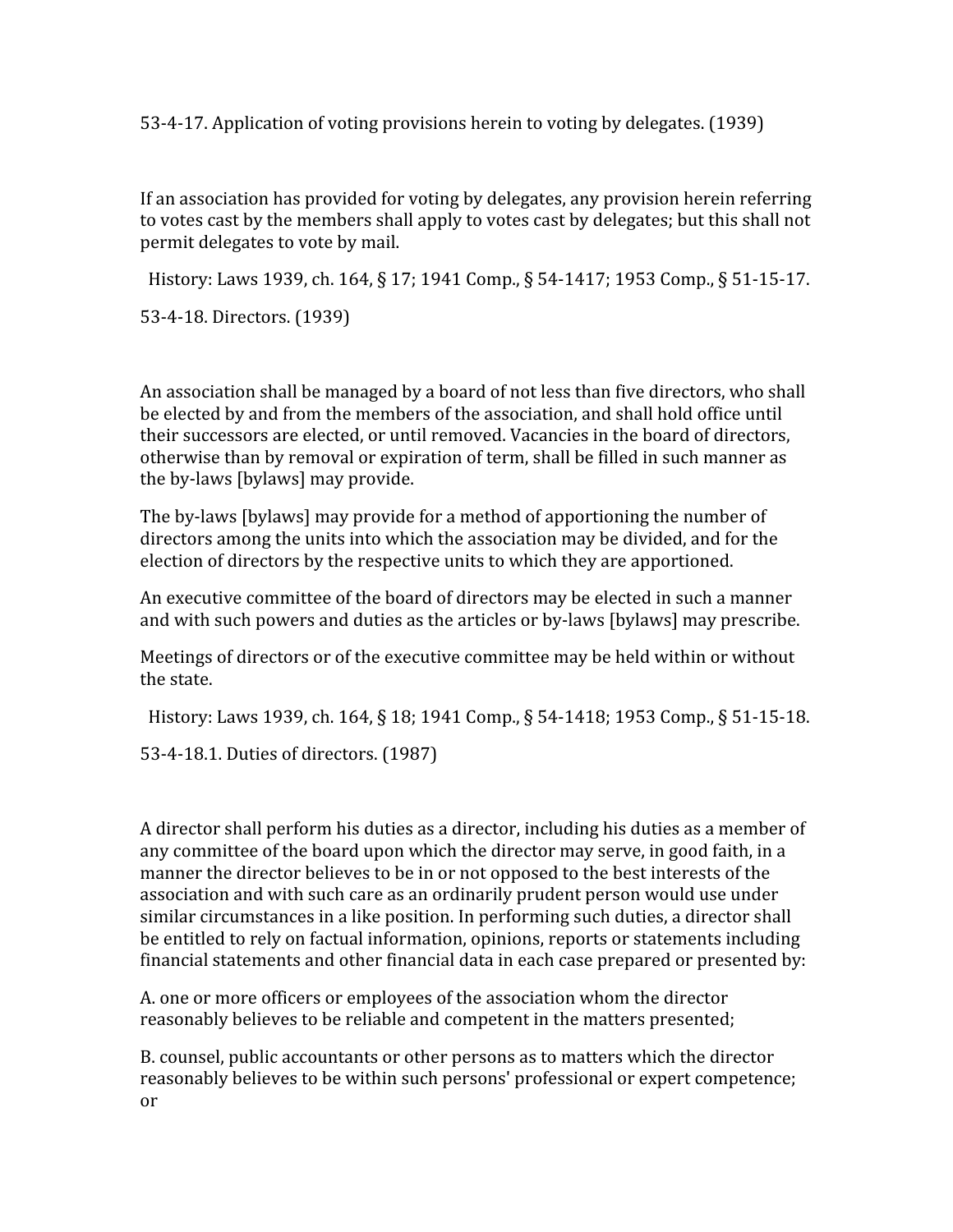53-4-17. Application of voting provisions herein to voting by delegates. (1939)

If an association has provided for voting by delegates, any provision herein referring to votes cast by the members shall apply to votes cast by delegates; but this shall not permit delegates to vote by mail.

History: Laws 1939, ch. 164, § 17; 1941 Comp., § 54-1417; 1953 Comp., § 51-15-17.

53-4-18. Directors. (1939)

An association shall be managed by a board of not less than five directors, who shall be elected by and from the members of the association, and shall hold office until their successors are elected, or until removed. Vacancies in the board of directors, otherwise than by removal or expiration of term, shall be filled in such manner as the by-laws [bylaws] may provide.

The by-laws [bylaws] may provide for a method of apportioning the number of directors among the units into which the association may be divided, and for the election of directors by the respective units to which they are apportioned.

An executive committee of the board of directors may be elected in such a manner and with such powers and duties as the articles or by-laws [bylaws] may prescribe.

Meetings of directors or of the executive committee may be held within or without the state.

History: Laws 1939, ch. 164, § 18; 1941 Comp., § 54-1418; 1953 Comp., § 51-15-18.

53-4-18.1. Duties of directors. (1987)

A director shall perform his duties as a director, including his duties as a member of any committee of the board upon which the director may serve, in good faith, in a manner the director believes to be in or not opposed to the best interests of the association and with such care as an ordinarily prudent person would use under similar circumstances in a like position. In performing such duties, a director shall be entitled to rely on factual information, opinions, reports or statements including financial statements and other financial data in each case prepared or presented by:

A. one or more officers or employees of the association whom the director reasonably believes to be reliable and competent in the matters presented;

B. counsel, public accountants or other persons as to matters which the director reasonably believes to be within such persons' professional or expert competence; or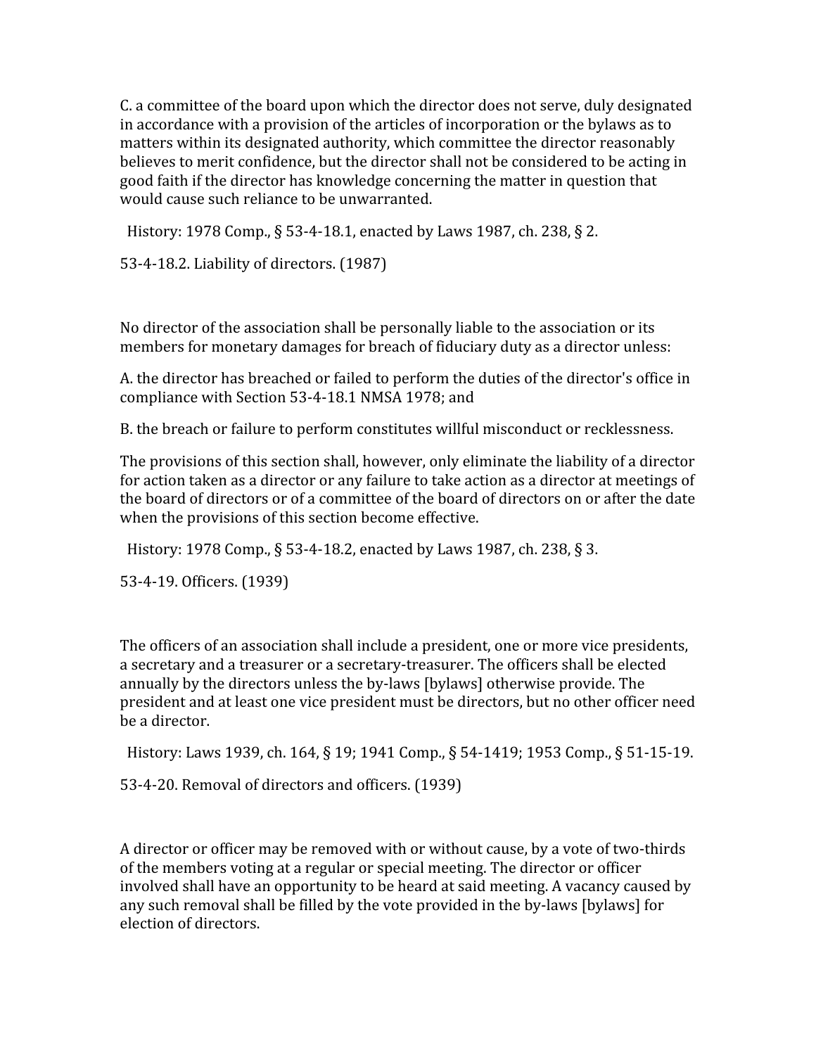C. a committee of the board upon which the director does not serve, duly designated in accordance with a provision of the articles of incorporation or the bylaws as to matters within its designated authority, which committee the director reasonably believes to merit confidence, but the director shall not be considered to be acting in good faith if the director has knowledge concerning the matter in question that would cause such reliance to be unwarranted.

History: 1978 Comp., § 53-4-18.1, enacted by Laws 1987, ch. 238, § 2.

53-4-18.2. Liability of directors. (1987)

No director of the association shall be personally liable to the association or its members for monetary damages for breach of fiduciary duty as a director unless:

A. the director has breached or failed to perform the duties of the director's office in compliance with Section 53-4-18.1 NMSA 1978; and

B. the breach or failure to perform constitutes willful misconduct or recklessness.

The provisions of this section shall, however, only eliminate the liability of a director for action taken as a director or any failure to take action as a director at meetings of the board of directors or of a committee of the board of directors on or after the date when the provisions of this section become effective.

History: 1978 Comp., § 53-4-18.2, enacted by Laws 1987, ch. 238, § 3.

53-4-19. Officers. (1939)

The officers of an association shall include a president, one or more vice presidents, a secretary and a treasurer or a secretary-treasurer. The officers shall be elected annually by the directors unless the by-laws [bylaws] otherwise provide. The president and at least one vice president must be directors, but no other officer need be a director.

History: Laws 1939, ch. 164, § 19; 1941 Comp., § 54-1419; 1953 Comp., § 51-15-19.

53-4-20. Removal of directors and officers. (1939)

A director or officer may be removed with or without cause, by a vote of two-thirds of the members voting at a regular or special meeting. The director or officer involved shall have an opportunity to be heard at said meeting. A vacancy caused by any such removal shall be filled by the vote provided in the by-laws [bylaws] for election of directors.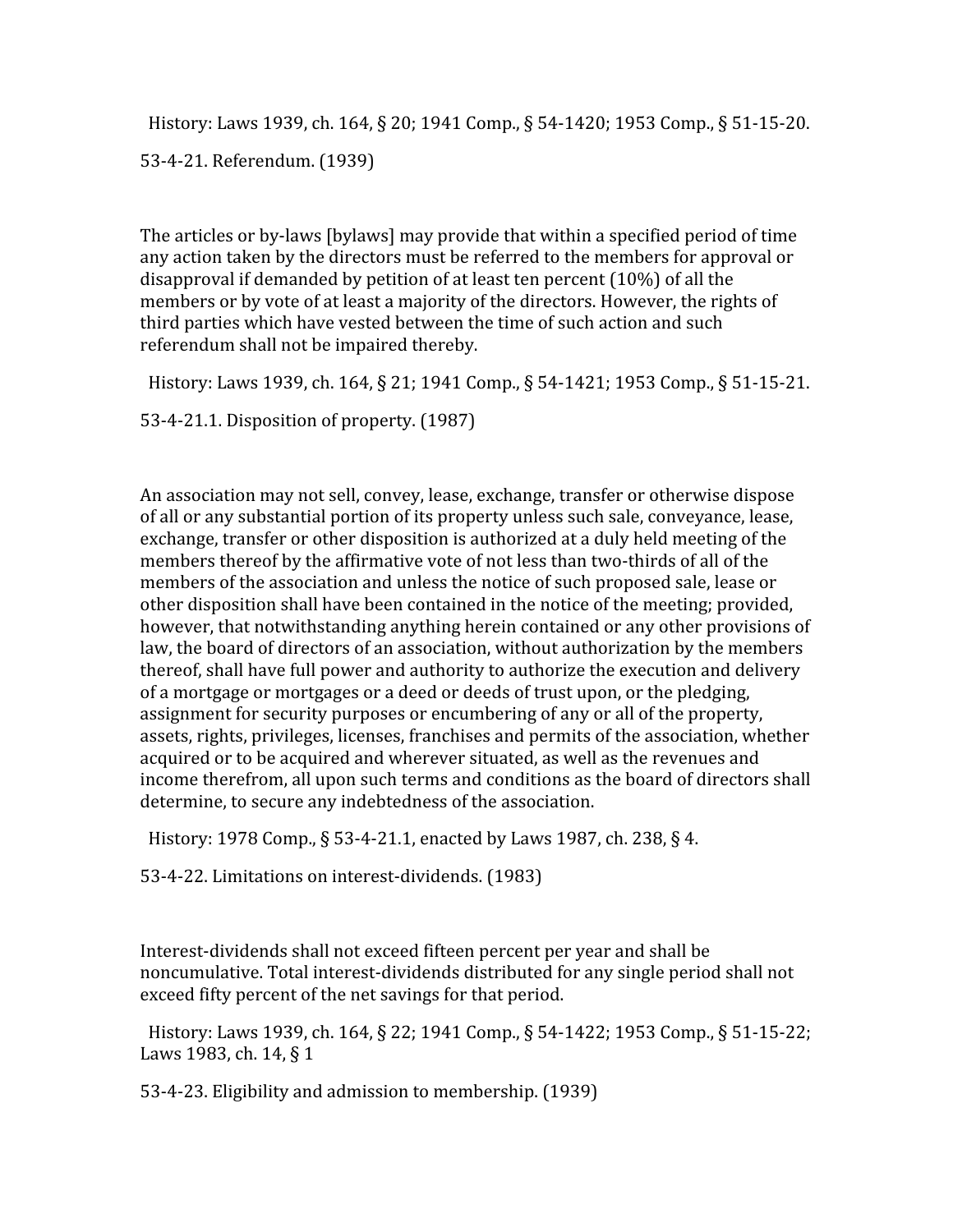History: Laws 1939, ch. 164, § 20; 1941 Comp., § 54-1420; 1953 Comp., § 51-15-20.

53-4-21. Referendum. (1939)

The articles or by-laws [bylaws] may provide that within a specified period of time any action taken by the directors must be referred to the members for approval or disapproval if demanded by petition of at least ten percent (10%) of all the members or by vote of at least a majority of the directors. However, the rights of third parties which have vested between the time of such action and such referendum shall not be impaired thereby.

History: Laws 1939, ch. 164, § 21; 1941 Comp., § 54-1421; 1953 Comp., § 51-15-21.

53-4-21.1. Disposition of property. (1987)

An association may not sell, convey, lease, exchange, transfer or otherwise dispose of all or any substantial portion of its property unless such sale, conveyance, lease, exchange, transfer or other disposition is authorized at a duly held meeting of the members thereof by the affirmative vote of not less than two-thirds of all of the members of the association and unless the notice of such proposed sale, lease or other disposition shall have been contained in the notice of the meeting; provided, however, that notwithstanding anything herein contained or any other provisions of law, the board of directors of an association, without authorization by the members thereof, shall have full power and authority to authorize the execution and delivery of a mortgage or mortgages or a deed or deeds of trust upon, or the pledging, assignment for security purposes or encumbering of any or all of the property, assets, rights, privileges, licenses, franchises and permits of the association, whether acquired or to be acquired and wherever situated, as well as the revenues and income therefrom, all upon such terms and conditions as the board of directors shall determine, to secure any indebtedness of the association.

History: 1978 Comp., § 53-4-21.1, enacted by Laws 1987, ch. 238, § 4.

53-4-22. Limitations on interest-dividends. (1983)

Interest-dividends shall not exceed fifteen percent per year and shall be noncumulative. Total interest-dividends distributed for any single period shall not exceed fifty percent of the net savings for that period.

History: Laws 1939, ch. 164, § 22; 1941 Comp., § 54-1422; 1953 Comp., § 51-15-22; Laws 1983, ch. 14, § 1

53-4-23. Eligibility and admission to membership. (1939)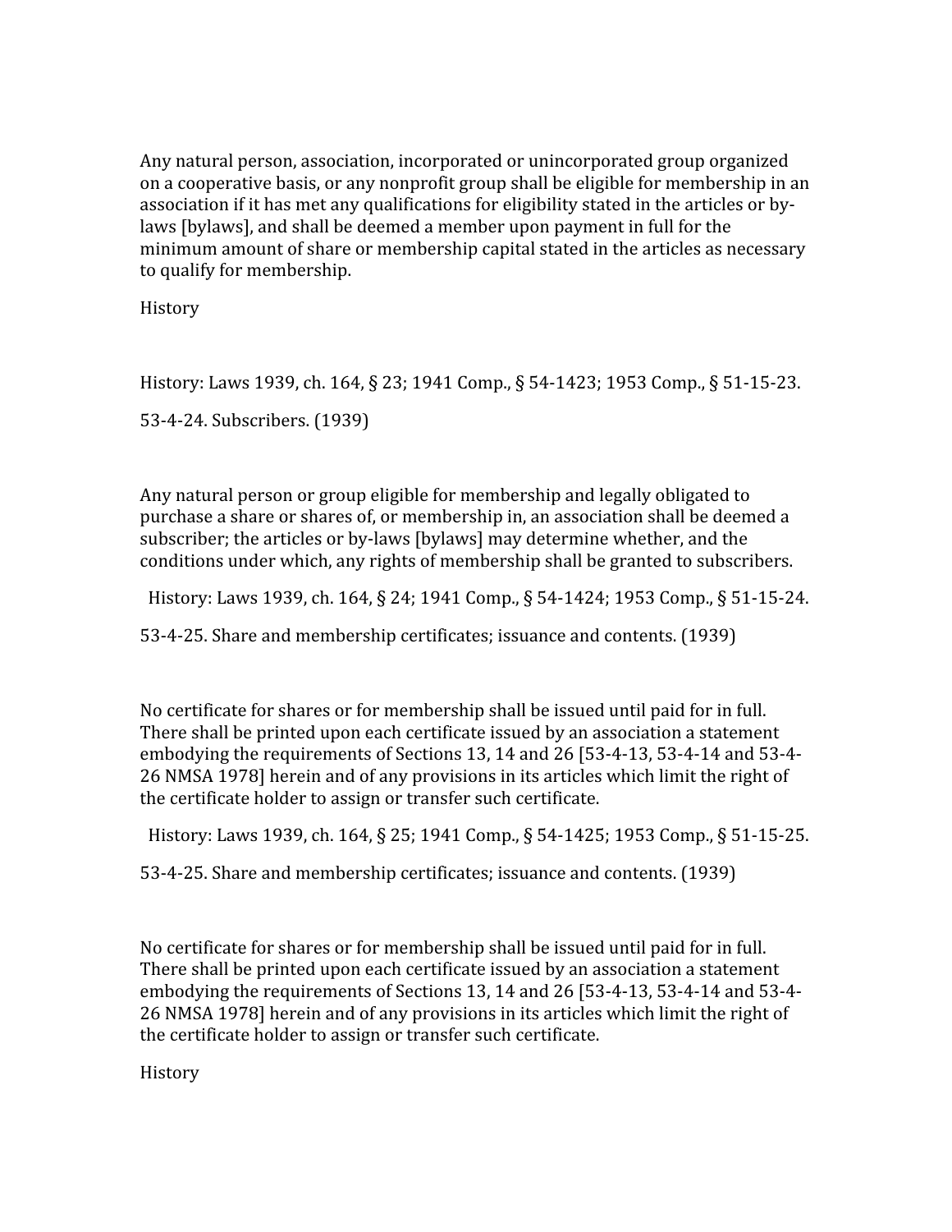Any natural person, association, incorporated or unincorporated group organized on a cooperative basis, or any nonprofit group shall be eligible for membership in an association if it has met any qualifications for eligibility stated in the articles or by-laws [bylaws], and shall be deemed a member upon payment in full for the minimum amount of share or membership capital stated in the articles as necessary to qualify for membership.

History

History: Laws 1939, ch. 164, § 23; 1941 Comp., § 54-1423; 1953 Comp., § 51-15-23.

53-4-24. Subscribers. (1939)

Any natural person or group eligible for membership and legally obligated to purchase a share or shares of, or membership in, an association shall be deemed a subscriber; the articles or by-laws [bylaws] may determine whether, and the conditions under which, any rights of membership shall be granted to subscribers.

History: Laws 1939, ch. 164, § 24; 1941 Comp., § 54-1424; 1953 Comp., § 51-15-24.

53-4-25. Share and membership certificates; issuance and contents. (1939)

No certificate for shares or for membership shall be issued until paid for in full. There shall be printed upon each certificate issued by an association a statement embodying the requirements of Sections 13, 14 and 26 [53-4-13, 53-4-14 and 53-4-26 NMSA 1978] herein and of any provisions in its articles which limit the right of the certificate holder to assign or transfer such certificate.

History: Laws 1939, ch. 164, § 25; 1941 Comp., § 54-1425; 1953 Comp., § 51-15-25.

53-4-25. Share and membership certificates; issuance and contents. (1939)

No certificate for shares or for membership shall be issued until paid for in full. There shall be printed upon each certificate issued by an association a statement embodying the requirements of Sections 13, 14 and 26 [53-4-13, 53-4-14 and 53-4-26 NMSA 1978] herein and of any provisions in its articles which limit the right of the certificate holder to assign or transfer such certificate.

History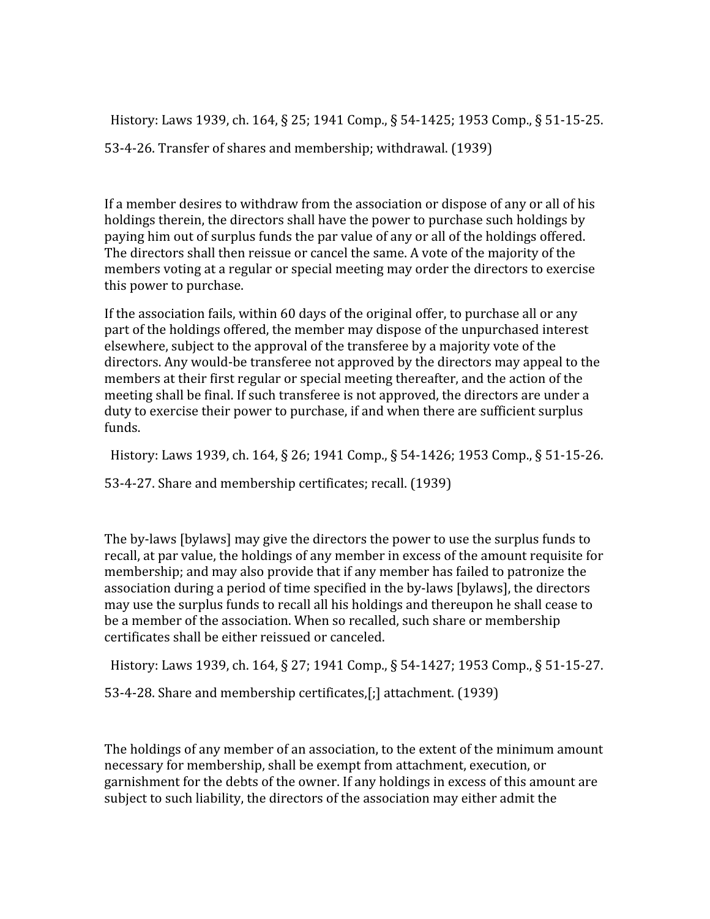History: Laws 1939, ch. 164, § 25; 1941 Comp., § 54-1425; 1953 Comp., § 51-15-25.

53-4-26. Transfer of shares and membership; withdrawal. (1939)

If a member desires to withdraw from the association or dispose of any or all of his holdings therein, the directors shall have the power to purchase such holdings by paying him out of surplus funds the par value of any or all of the holdings offered. The directors shall then reissue or cancel the same. A vote of the majority of the members voting at a regular or special meeting may order the directors to exercise this power to purchase.

If the association fails, within 60 days of the original offer, to purchase all or any part of the holdings offered, the member may dispose of the unpurchased interest elsewhere, subject to the approval of the transferee by a majority vote of the directors. Any would-be transferee not approved by the directors may appeal to the members at their first regular or special meeting thereafter, and the action of the meeting shall be final. If such transferee is not approved, the directors are under a duty to exercise their power to purchase, if and when there are sufficient surplus funds.

History: Laws 1939, ch. 164, § 26; 1941 Comp., § 54-1426; 1953 Comp., § 51-15-26.

53-4-27. Share and membership certificates; recall. (1939)

The by-laws [bylaws] may give the directors the power to use the surplus funds to recall, at par value, the holdings of any member in excess of the amount requisite for membership; and may also provide that if any member has failed to patronize the association during a period of time specified in the by-laws [bylaws], the directors may use the surplus funds to recall all his holdings and thereupon he shall cease to be a member of the association. When so recalled, such share or membership certificates shall be either reissued or canceled.

History: Laws 1939, ch. 164, § 27; 1941 Comp., § 54-1427; 1953 Comp., § 51-15-27.

53-4-28. Share and membership certificates,[;] attachment. (1939)

The holdings of any member of an association, to the extent of the minimum amount necessary for membership, shall be exempt from attachment, execution, or garnishment for the debts of the owner. If any holdings in excess of this amount are subject to such liability, the directors of the association may either admit the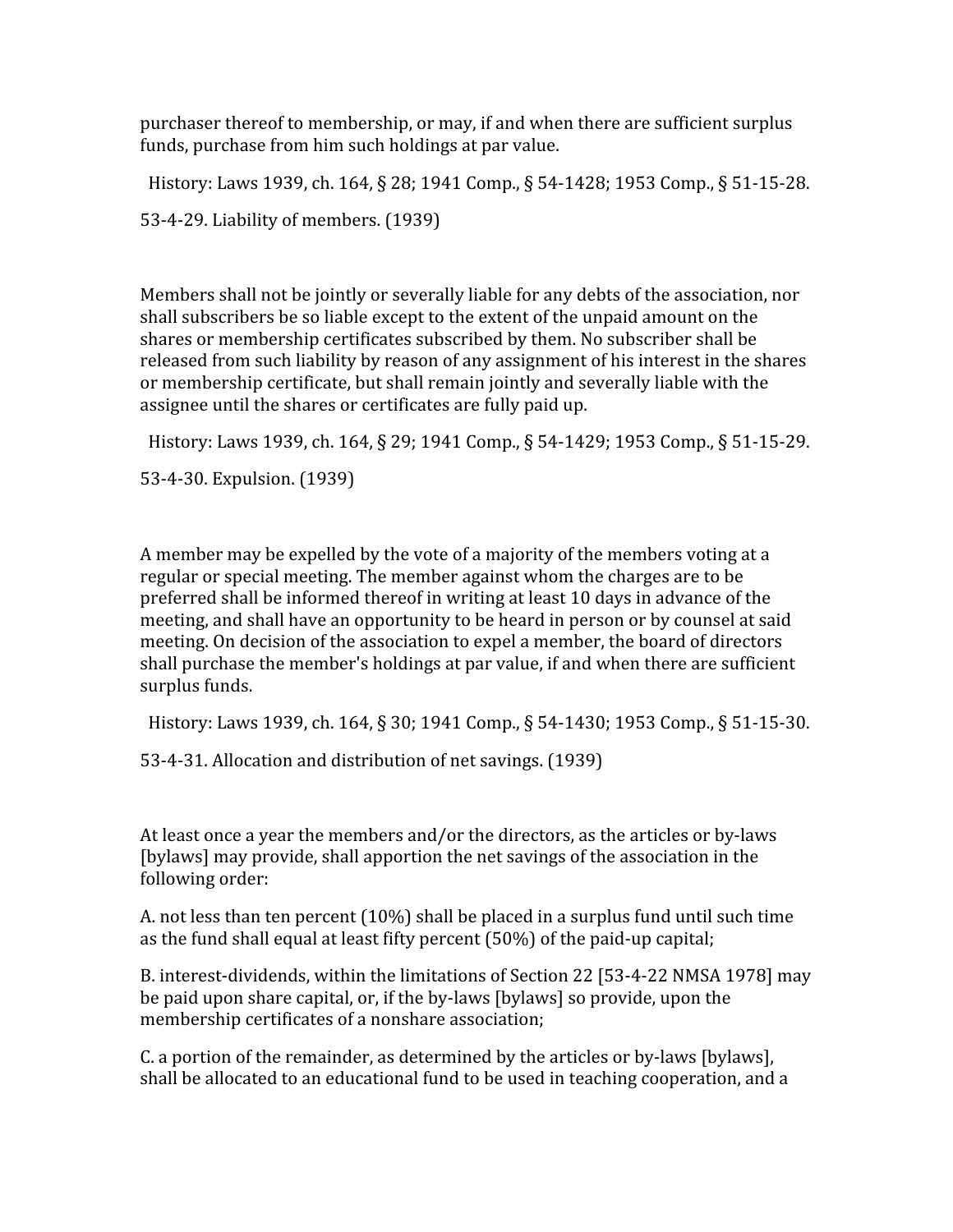purchaser thereof to membership, or may, if and when there are sufficient surplus funds, purchase from him such holdings at par value.

History: Laws 1939, ch. 164, § 28; 1941 Comp., § 54-1428; 1953 Comp., § 51-15-28.

53-4-29. Liability of members. (1939)

Members shall not be jointly or severally liable for any debts of the association, nor shall subscribers be so liable except to the extent of the unpaid amount on the shares or membership certificates subscribed by them. No subscriber shall be released from such liability by reason of any assignment of his interest in the shares or membership certificate, but shall remain jointly and severally liable with the assignee until the shares or certificates are fully paid up.

History: Laws 1939, ch. 164, § 29; 1941 Comp., § 54-1429; 1953 Comp., § 51-15-29.

53-4-30. Expulsion. (1939)

A member may be expelled by the vote of a majority of the members voting at a regular or special meeting. The member against whom the charges are to be preferred shall be informed thereof in writing at least 10 days in advance of the meeting, and shall have an opportunity to be heard in person or by counsel at said meeting. On decision of the association to expel a member, the board of directors shall purchase the member's holdings at par value, if and when there are sufficient surplus funds.

History: Laws 1939, ch. 164, § 30; 1941 Comp., § 54-1430; 1953 Comp., § 51-15-30.

53-4-31. Allocation and distribution of net savings. (1939)

At least once a year the members and/or the directors, as the articles or by-laws [bylaws] may provide, shall apportion the net savings of the association in the following order:

A. not less than ten percent (10%) shall be placed in a surplus fund until such time as the fund shall equal at least fifty percent (50%) of the paid-up capital;

B. interest-dividends, within the limitations of Section 22 [53-4-22 NMSA 1978] may be paid upon share capital, or, if the by-laws [bylaws] so provide, upon the membership certificates of a nonshare association;

C. a portion of the remainder, as determined by the articles or by-laws [bylaws], shall be allocated to an educational fund to be used in teaching cooperation, and a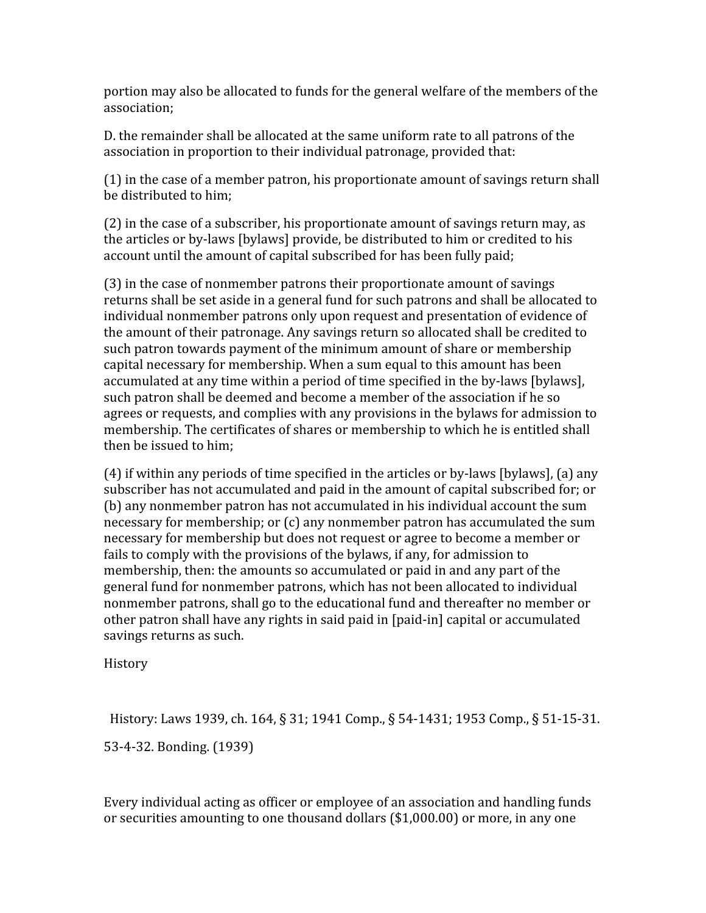portion may also be allocated to funds for the general welfare of the members of the association;

D. the remainder shall be allocated at the same uniform rate to all patrons of the association in proportion to their individual patronage, provided that:

(1) in the case of a member patron, his proportionate amount of savings return shall be distributed to him;

(2) in the case of a subscriber, his proportionate amount of savings return may, as the articles or by-laws [bylaws] provide, be distributed to him or credited to his account until the amount of capital subscribed for has been fully paid;

(3) in the case of nonmember patrons their proportionate amount of savings returns shall be set aside in a general fund for such patrons and shall be allocated to individual nonmember patrons only upon request and presentation of evidence of the amount of their patronage. Any savings return so allocated shall be credited to such patron towards payment of the minimum amount of share or membership capital necessary for membership. When a sum equal to this amount has been accumulated at any time within a period of time specified in the by-laws [bylaws], such patron shall be deemed and become a member of the association if he so agrees or requests, and complies with any provisions in the bylaws for admission to membership. The certificates of shares or membership to which he is entitled shall then be issued to him;

(4) if within any periods of time specified in the articles or by-laws [bylaws], (a) any subscriber has not accumulated and paid in the amount of capital subscribed for; or (b) any nonmember patron has not accumulated in his individual account the sum necessary for membership; or (c) any nonmember patron has accumulated the sum necessary for membership but does not request or agree to become a member or fails to comply with the provisions of the bylaws, if any, for admission to membership, then: the amounts so accumulated or paid in and any part of the general fund for nonmember patrons, which has not been allocated to individual nonmember patrons, shall go to the educational fund and thereafter no member or other patron shall have any rights in said paid in [paid-in] capital or accumulated savings returns as such.

History

History: Laws 1939, ch. 164, § 31; 1941 Comp., § 54-1431; 1953 Comp., § 51-15-31.

53-4-32. Bonding. (1939)

Every individual acting as officer or employee of an association and handling funds or securities amounting to one thousand dollars ($1,000.00) or more, in any one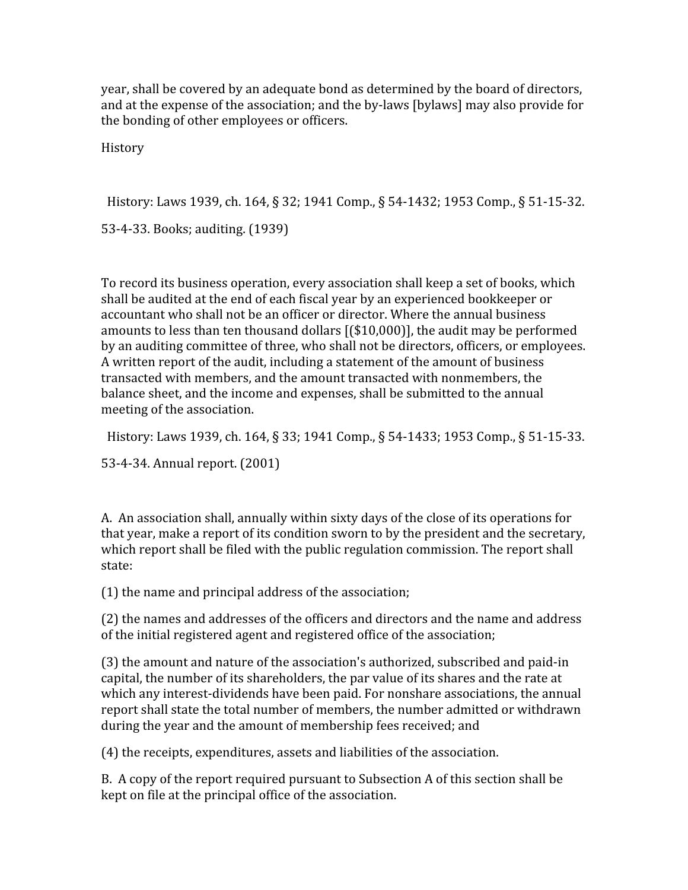year, shall be covered by an adequate bond as determined by the board of directors, and at the expense of the association; and the by-laws [bylaws] may also provide for the bonding of other employees or officers.

History

History: Laws 1939, ch. 164, § 32; 1941 Comp., § 54-1432; 1953 Comp., § 51-15-32.

53-4-33. Books; auditing. (1939)

To record its business operation, every association shall keep a set of books, which shall be audited at the end of each fiscal year by an experienced bookkeeper or accountant who shall not be an officer or director. Where the annual business amounts to less than ten thousand dollars [($10,000)], the audit may be performed by an auditing committee of three, who shall not be directors, officers, or employees. A written report of the audit, including a statement of the amount of business transacted with members, and the amount transacted with nonmembers, the balance sheet, and the income and expenses, shall be submitted to the annual meeting of the association.

History: Laws 1939, ch. 164, § 33; 1941 Comp., § 54-1433; 1953 Comp., § 51-15-33.

53-4-34. Annual report. (2001)

A. An association shall, annually within sixty days of the close of its operations for that year, make a report of its condition sworn to by the president and the secretary, which report shall be filed with the public regulation commission. The report shall state:

(1) the name and principal address of the association;

(2) the names and addresses of the officers and directors and the name and address of the initial registered agent and registered office of the association;

(3) the amount and nature of the association's authorized, subscribed and paid-in capital, the number of its shareholders, the par value of its shares and the rate at which any interest-dividends have been paid. For nonshare associations, the annual report shall state the total number of members, the number admitted or withdrawn during the year and the amount of membership fees received; and

(4) the receipts, expenditures, assets and liabilities of the association.

B. A copy of the report required pursuant to Subsection A of this section shall be kept on file at the principal office of the association.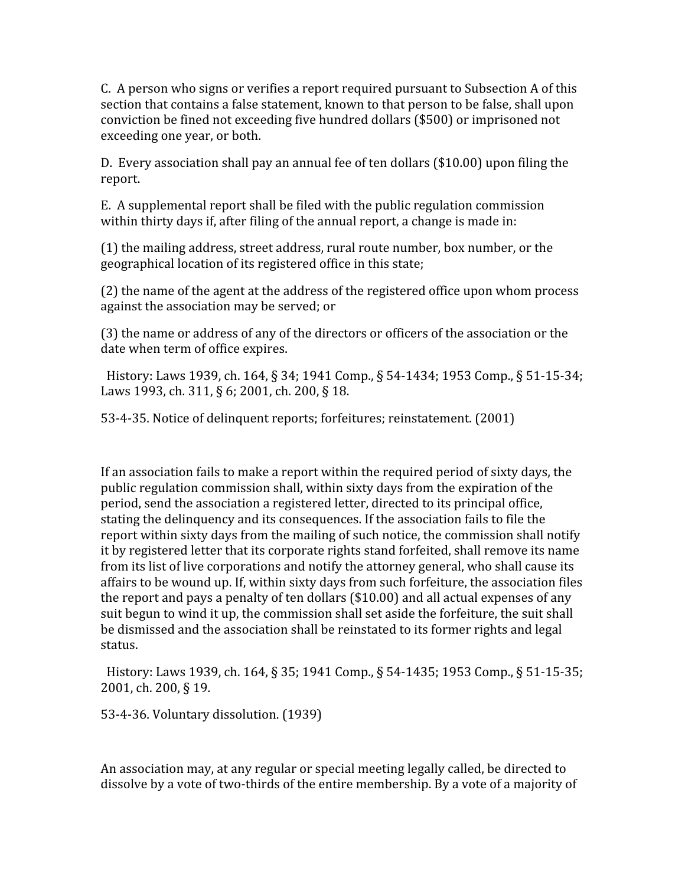C. A person who signs or verifies a report required pursuant to Subsection A of this section that contains a false statement, known to that person to be false, shall upon conviction be fined not exceeding five hundred dollars ($500) or imprisoned not exceeding one year, or both.

D. Every association shall pay an annual fee of ten dollars ($10.00) upon filing the report.

E. A supplemental report shall be filed with the public regulation commission within thirty days if, after filing of the annual report, a change is made in:

(1) the mailing address, street address, rural route number, box number, or the geographical location of its registered office in this state;

(2) the name of the agent at the address of the registered office upon whom process against the association may be served; or

(3) the name or address of any of the directors or officers of the association or the date when term of office expires.

History: Laws 1939, ch. 164, § 34; 1941 Comp., § 54-1434; 1953 Comp., § 51-15-34; Laws 1993, ch. 311, § 6; 2001, ch. 200, § 18.

53-4-35. Notice of delinquent reports; forfeitures; reinstatement. (2001)

If an association fails to make a report within the required period of sixty days, the public regulation commission shall, within sixty days from the expiration of the period, send the association a registered letter, directed to its principal office, stating the delinquency and its consequences. If the association fails to file the report within sixty days from the mailing of such notice, the commission shall notify it by registered letter that its corporate rights stand forfeited, shall remove its name from its list of live corporations and notify the attorney general, who shall cause its affairs to be wound up. If, within sixty days from such forfeiture, the association files the report and pays a penalty of ten dollars ($10.00) and all actual expenses of any suit begun to wind it up, the commission shall set aside the forfeiture, the suit shall be dismissed and the association shall be reinstated to its former rights and legal status.

History: Laws 1939, ch. 164, § 35; 1941 Comp., § 54-1435; 1953 Comp., § 51-15-35; 2001, ch. 200, § 19.

53-4-36. Voluntary dissolution. (1939)

An association may, at any regular or special meeting legally called, be directed to dissolve by a vote of two-thirds of the entire membership. By a vote of a majority of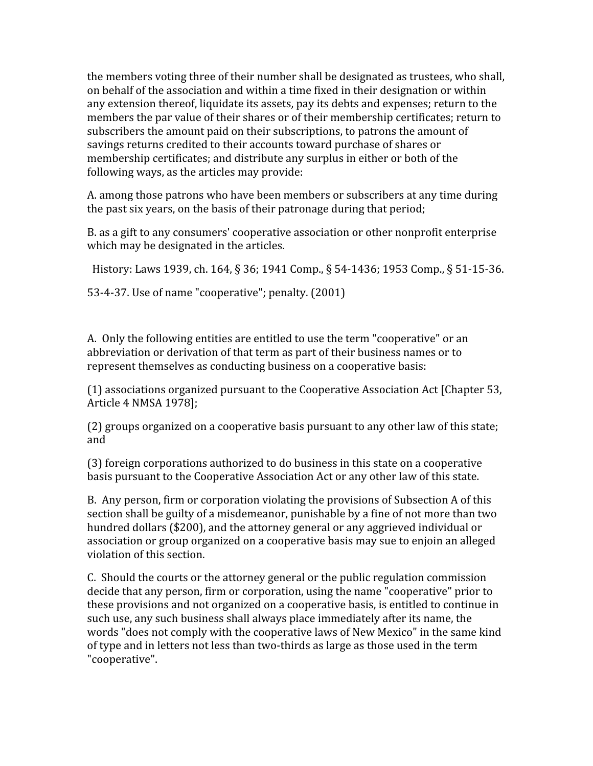the members voting three of their number shall be designated as trustees, who shall, on behalf of the association and within a time fixed in their designation or within any extension thereof, liquidate its assets, pay its debts and expenses; return to the members the par value of their shares or of their membership certificates; return to subscribers the amount paid on their subscriptions, to patrons the amount of savings returns credited to their accounts toward purchase of shares or membership certificates; and distribute any surplus in either or both of the following ways, as the articles may provide:

A. among those patrons who have been members or subscribers at any time during the past six years, on the basis of their patronage during that period;

B. as a gift to any consumers' cooperative association or other nonprofit enterprise which may be designated in the articles.

History: Laws 1939, ch. 164, § 36; 1941 Comp., § 54-1436; 1953 Comp., § 51-15-36.

53-4-37. Use of name "cooperative"; penalty. (2001)

A. Only the following entities are entitled to use the term "cooperative" or an abbreviation or derivation of that term as part of their business names or to represent themselves as conducting business on a cooperative basis:

(1) associations organized pursuant to the Cooperative Association Act [Chapter 53, Article 4 NMSA 1978];

(2) groups organized on a cooperative basis pursuant to any other law of this state; and

(3) foreign corporations authorized to do business in this state on a cooperative basis pursuant to the Cooperative Association Act or any other law of this state.

B. Any person, firm or corporation violating the provisions of Subsection A of this section shall be guilty of a misdemeanor, punishable by a fine of not more than two hundred dollars ($200), and the attorney general or any aggrieved individual or association or group organized on a cooperative basis may sue to enjoin an alleged violation of this section.

C. Should the courts or the attorney general or the public regulation commission decide that any person, firm or corporation, using the name "cooperative" prior to these provisions and not organized on a cooperative basis, is entitled to continue in such use, any such business shall always place immediately after its name, the words "does not comply with the cooperative laws of New Mexico" in the same kind of type and in letters not less than two-thirds as large as those used in the term "cooperative".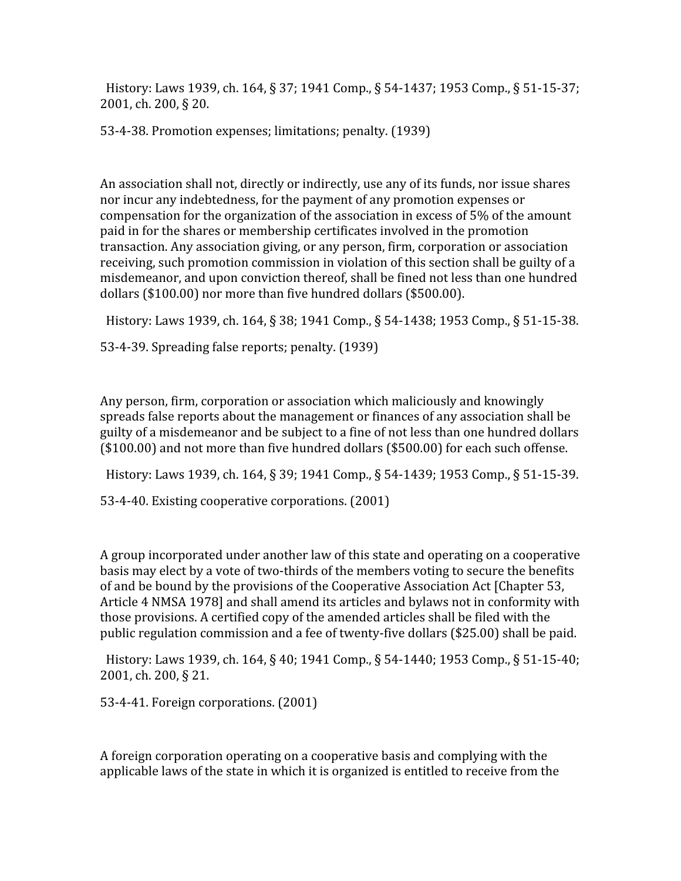History: Laws 1939, ch. 164, § 37; 1941 Comp., § 54-1437; 1953 Comp., § 51-15-37; 2001, ch. 200, § 20.

53-4-38. Promotion expenses; limitations; penalty. (1939)

An association shall not, directly or indirectly, use any of its funds, nor issue shares nor incur any indebtedness, for the payment of any promotion expenses or compensation for the organization of the association in excess of 5% of the amount paid in for the shares or membership certificates involved in the promotion transaction. Any association giving, or any person, firm, corporation or association receiving, such promotion commission in violation of this section shall be guilty of a misdemeanor, and upon conviction thereof, shall be fined not less than one hundred dollars ($100.00) nor more than five hundred dollars ($500.00).

History: Laws 1939, ch. 164, § 38; 1941 Comp., § 54-1438; 1953 Comp., § 51-15-38.

53-4-39. Spreading false reports; penalty. (1939)

Any person, firm, corporation or association which maliciously and knowingly spreads false reports about the management or finances of any association shall be guilty of a misdemeanor and be subject to a fine of not less than one hundred dollars ($100.00) and not more than five hundred dollars ($500.00) for each such offense.

History: Laws 1939, ch. 164, § 39; 1941 Comp., § 54-1439; 1953 Comp., § 51-15-39.

53-4-40. Existing cooperative corporations. (2001)

A group incorporated under another law of this state and operating on a cooperative basis may elect by a vote of two-thirds of the members voting to secure the benefits of and be bound by the provisions of the Cooperative Association Act [Chapter 53, Article 4 NMSA 1978] and shall amend its articles and bylaws not in conformity with those provisions. A certified copy of the amended articles shall be filed with the public regulation commission and a fee of twenty-five dollars ($25.00) shall be paid.

History: Laws 1939, ch. 164, § 40; 1941 Comp., § 54-1440; 1953 Comp., § 51-15-40; 2001, ch. 200, § 21.

53-4-41. Foreign corporations. (2001)

A foreign corporation operating on a cooperative basis and complying with the applicable laws of the state in which it is organized is entitled to receive from the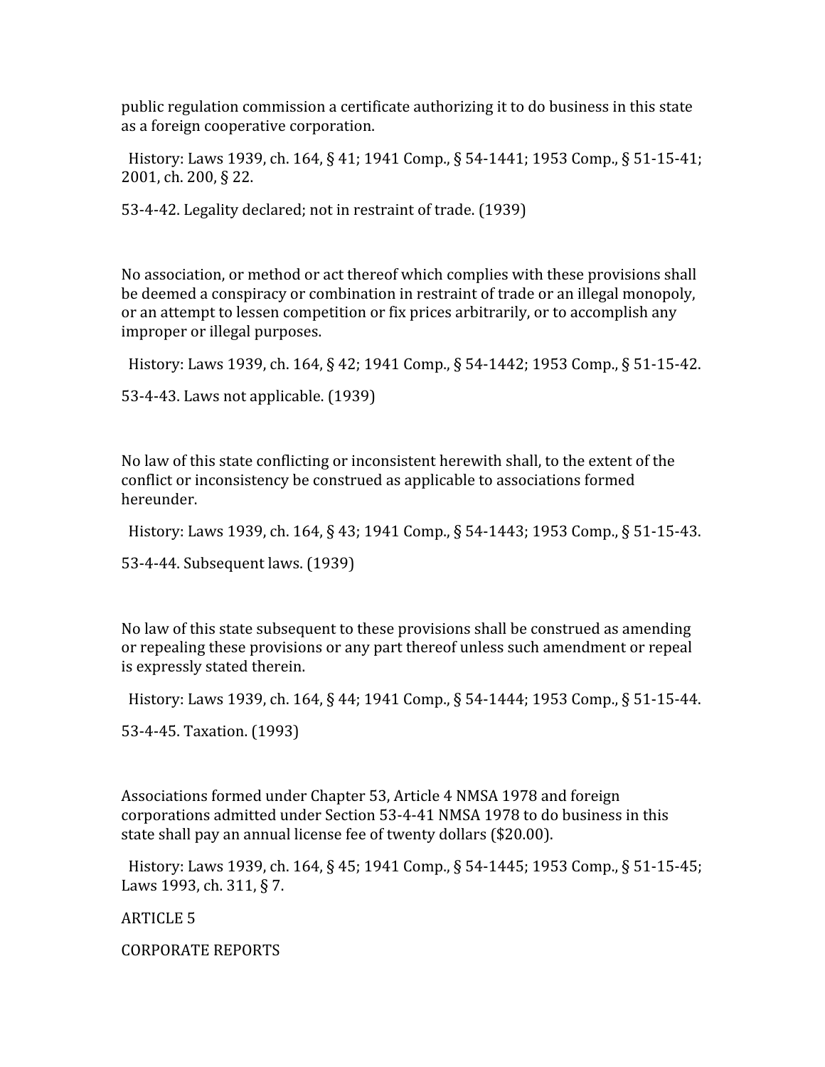public regulation commission a certificate authorizing it to do business in this state as a foreign cooperative corporation.

History: Laws 1939, ch. 164, § 41; 1941 Comp., § 54-1441; 1953 Comp., § 51-15-41; 2001, ch. 200, § 22.

53-4-42. Legality declared; not in restraint of trade. (1939)

No association, or method or act thereof which complies with these provisions shall be deemed a conspiracy or combination in restraint of trade or an illegal monopoly, or an attempt to lessen competition or fix prices arbitrarily, or to accomplish any improper or illegal purposes.

History: Laws 1939, ch. 164, § 42; 1941 Comp., § 54-1442; 1953 Comp., § 51-15-42.

53-4-43. Laws not applicable. (1939)

No law of this state conflicting or inconsistent herewith shall, to the extent of the conflict or inconsistency be construed as applicable to associations formed hereunder.

History: Laws 1939, ch. 164, § 43; 1941 Comp., § 54-1443; 1953 Comp., § 51-15-43.

53-4-44. Subsequent laws. (1939)

No law of this state subsequent to these provisions shall be construed as amending or repealing these provisions or any part thereof unless such amendment or repeal is expressly stated therein.

History: Laws 1939, ch. 164, § 44; 1941 Comp., § 54-1444; 1953 Comp., § 51-15-44.

53-4-45. Taxation. (1993)

Associations formed under Chapter 53, Article 4 NMSA 1978 and foreign corporations admitted under Section 53-4-41 NMSA 1978 to do business in this state shall pay an annual license fee of twenty dollars ($20.00).

History: Laws 1939, ch. 164, § 45; 1941 Comp., § 54-1445; 1953 Comp., § 51-15-45; Laws 1993, ch. 311, § 7.

ARTICLE 5

CORPORATE REPORTS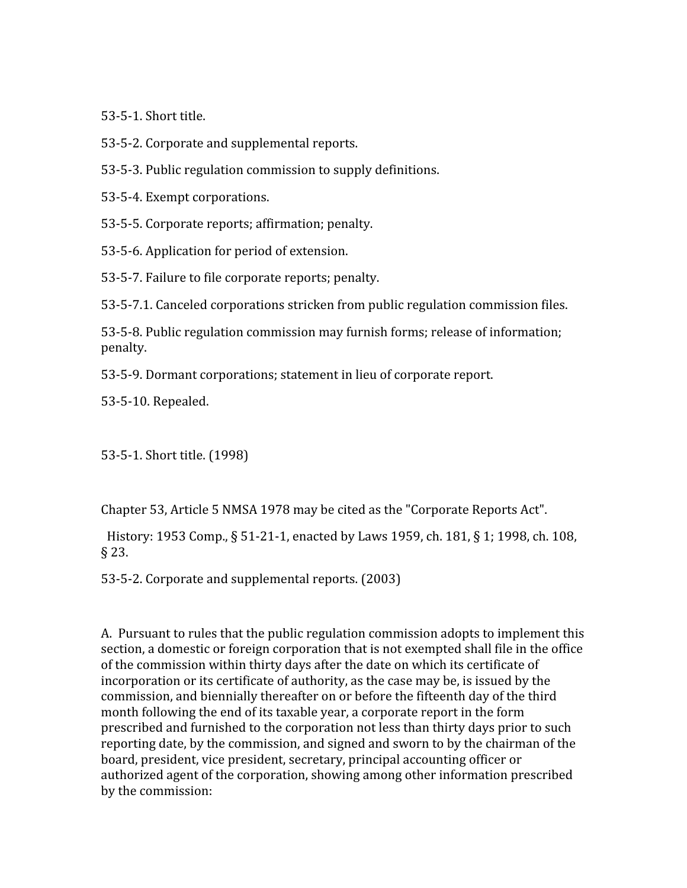53-5-1. Short title.

53-5-2. Corporate and supplemental reports.

53-5-3. Public regulation commission to supply definitions.

53-5-4. Exempt corporations.

53-5-5. Corporate reports; affirmation; penalty.

53-5-6. Application for period of extension.

53-5-7. Failure to file corporate reports; penalty.

53-5-7.1. Canceled corporations stricken from public regulation commission files.

53-5-8. Public regulation commission may furnish forms; release of information; penalty.

53-5-9. Dormant corporations; statement in lieu of corporate report.

53-5-10. Repealed.

53-5-1. Short title. (1998)

Chapter 53, Article 5 NMSA 1978 may be cited as the "Corporate Reports Act".

History: 1953 Comp., § 51-21-1, enacted by Laws 1959, ch. 181, § 1; 1998, ch. 108, § 23.

53-5-2. Corporate and supplemental reports. (2003)

A. Pursuant to rules that the public regulation commission adopts to implement this section, a domestic or foreign corporation that is not exempted shall file in the office of the commission within thirty days after the date on which its certificate of incorporation or its certificate of authority, as the case may be, is issued by the commission, and biennially thereafter on or before the fifteenth day of the third month following the end of its taxable year, a corporate report in the form prescribed and furnished to the corporation not less than thirty days prior to such reporting date, by the commission, and signed and sworn to by the chairman of the board, president, vice president, secretary, principal accounting officer or authorized agent of the corporation, showing among other information prescribed by the commission: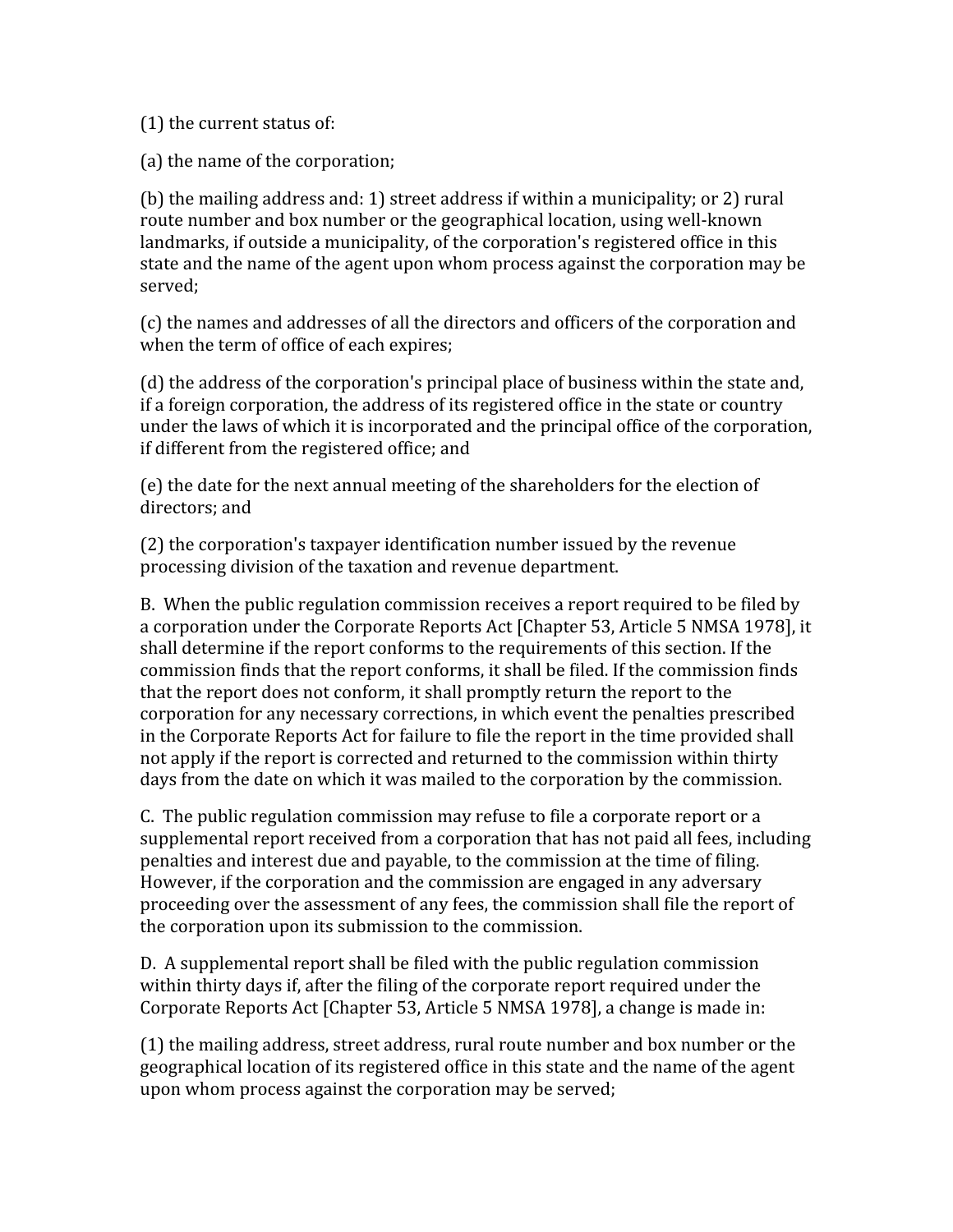(1) the current status of:

(a) the name of the corporation;

(b) the mailing address and: 1) street address if within a municipality; or 2) rural route number and box number or the geographical location, using well-known landmarks, if outside a municipality, of the corporation's registered office in this state and the name of the agent upon whom process against the corporation may be served;

(c) the names and addresses of all the directors and officers of the corporation and when the term of office of each expires;

(d) the address of the corporation's principal place of business within the state and, if a foreign corporation, the address of its registered office in the state or country under the laws of which it is incorporated and the principal office of the corporation, if different from the registered office; and

(e) the date for the next annual meeting of the shareholders for the election of directors; and

(2) the corporation's taxpayer identification number issued by the revenue processing division of the taxation and revenue department.

B. When the public regulation commission receives a report required to be filed by a corporation under the Corporate Reports Act [Chapter 53, Article 5 NMSA 1978], it shall determine if the report conforms to the requirements of this section. If the commission finds that the report conforms, it shall be filed. If the commission finds that the report does not conform, it shall promptly return the report to the corporation for any necessary corrections, in which event the penalties prescribed in the Corporate Reports Act for failure to file the report in the time provided shall not apply if the report is corrected and returned to the commission within thirty days from the date on which it was mailed to the corporation by the commission.

C. The public regulation commission may refuse to file a corporate report or a supplemental report received from a corporation that has not paid all fees, including penalties and interest due and payable, to the commission at the time of filing. However, if the corporation and the commission are engaged in any adversary proceeding over the assessment of any fees, the commission shall file the report of the corporation upon its submission to the commission.

D. A supplemental report shall be filed with the public regulation commission within thirty days if, after the filing of the corporate report required under the Corporate Reports Act [Chapter 53, Article 5 NMSA 1978], a change is made in:

(1) the mailing address, street address, rural route number and box number or the geographical location of its registered office in this state and the name of the agent upon whom process against the corporation may be served;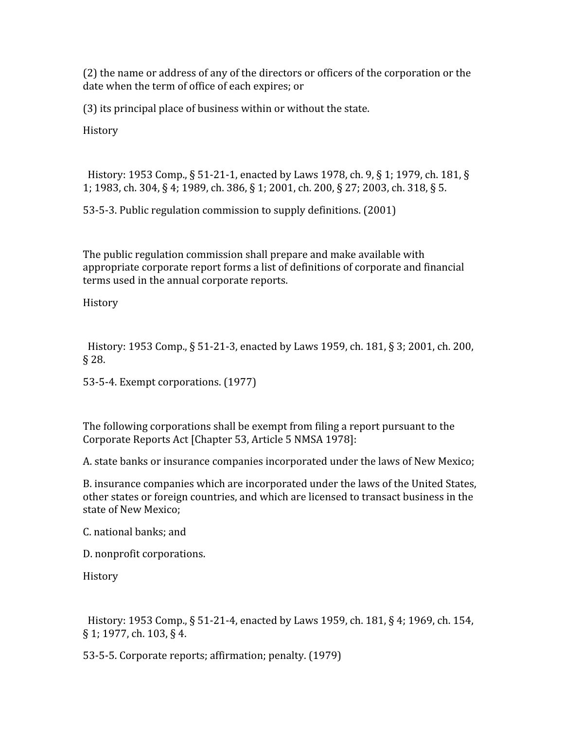(2) the name or address of any of the directors or officers of the corporation or the date when the term of office of each expires; or

(3) its principal place of business within or without the state.

History

History: 1953 Comp., § 51-21-1, enacted by Laws 1978, ch. 9, § 1; 1979, ch. 181, § 1; 1983, ch. 304, § 4; 1989, ch. 386, § 1; 2001, ch. 200, § 27; 2003, ch. 318, § 5.

53-5-3. Public regulation commission to supply definitions. (2001)

The public regulation commission shall prepare and make available with appropriate corporate report forms a list of definitions of corporate and financial terms used in the annual corporate reports.

History

History: 1953 Comp., § 51-21-3, enacted by Laws 1959, ch. 181, § 3; 2001, ch. 200, § 28.

53-5-4. Exempt corporations. (1977)

The following corporations shall be exempt from filing a report pursuant to the Corporate Reports Act [Chapter 53, Article 5 NMSA 1978]:

A. state banks or insurance companies incorporated under the laws of New Mexico;

B. insurance companies which are incorporated under the laws of the United States, other states or foreign countries, and which are licensed to transact business in the state of New Mexico;

C. national banks; and

D. nonprofit corporations.

History

History: 1953 Comp., § 51-21-4, enacted by Laws 1959, ch. 181, § 4; 1969, ch. 154, § 1; 1977, ch. 103, § 4.

53-5-5. Corporate reports; affirmation; penalty. (1979)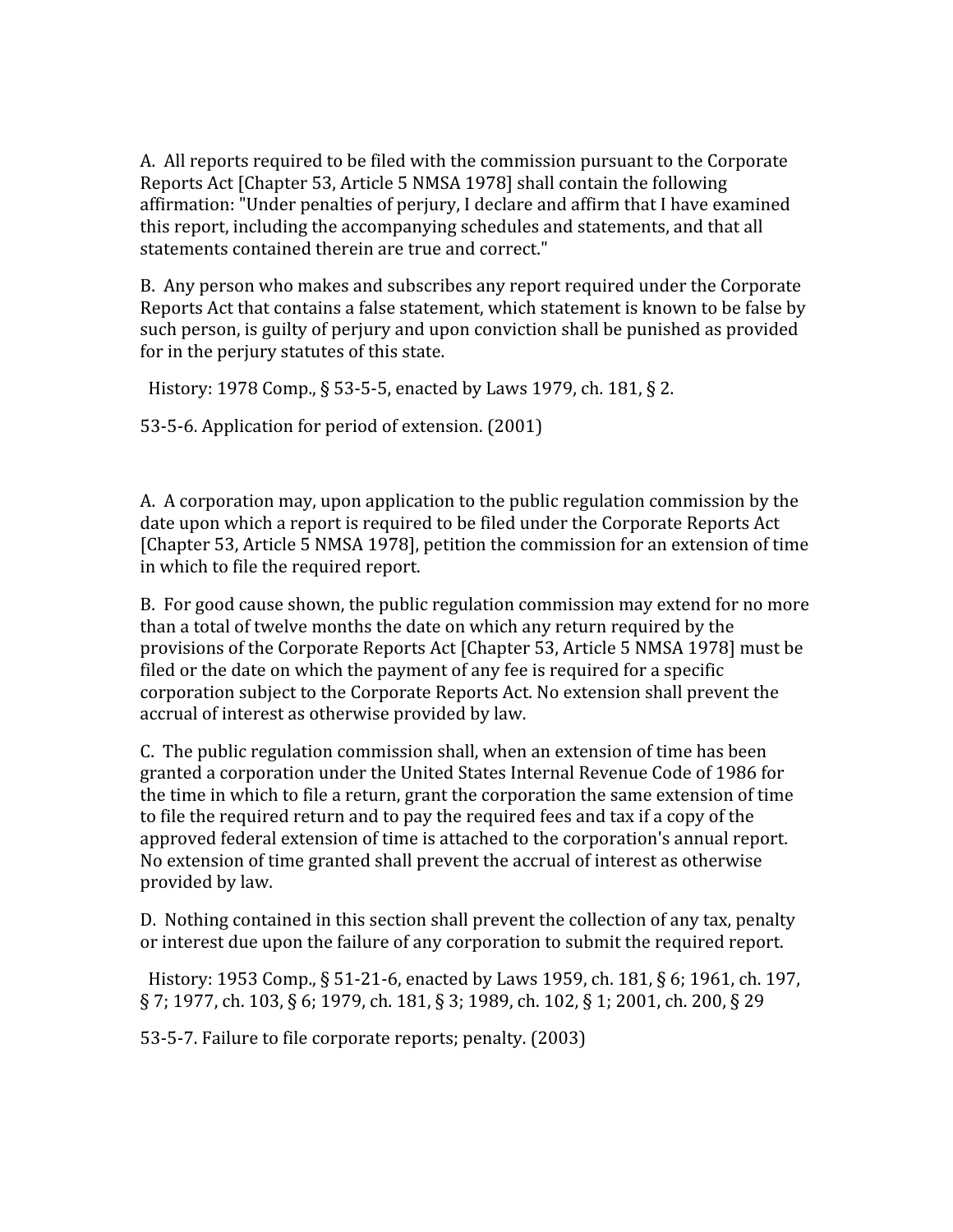A.  All reports required to be filed with the commission pursuant to the Corporate Reports Act [Chapter 53, Article 5 NMSA 1978] shall contain the following affirmation: "Under penalties of perjury, I declare and affirm that I have examined this report, including the accompanying schedules and statements, and that all statements contained therein are true and correct."

B.  Any person who makes and subscribes any report required under the Corporate Reports Act that contains a false statement, which statement is known to be false by such person, is guilty of perjury and upon conviction shall be punished as provided for in the perjury statutes of this state.

History: 1978 Comp., § 53-5-5, enacted by Laws 1979, ch. 181, § 2.

53-5-6. Application for period of extension. (2001)

A.  A corporation may, upon application to the public regulation commission by the date upon which a report is required to be filed under the Corporate Reports Act [Chapter 53, Article 5 NMSA 1978], petition the commission for an extension of time in which to file the required report.

B.  For good cause shown, the public regulation commission may extend for no more than a total of twelve months the date on which any return required by the provisions of the Corporate Reports Act [Chapter 53, Article 5 NMSA 1978] must be filed or the date on which the payment of any fee is required for a specific corporation subject to the Corporate Reports Act. No extension shall prevent the accrual of interest as otherwise provided by law.

C.  The public regulation commission shall, when an extension of time has been granted a corporation under the United States Internal Revenue Code of 1986 for the time in which to file a return, grant the corporation the same extension of time to file the required return and to pay the required fees and tax if a copy of the approved federal extension of time is attached to the corporation's annual report. No extension of time granted shall prevent the accrual of interest as otherwise provided by law.

D.  Nothing contained in this section shall prevent the collection of any tax, penalty or interest due upon the failure of any corporation to submit the required report.

History: 1953 Comp., § 51-21-6, enacted by Laws 1959, ch. 181, § 6; 1961, ch. 197, § 7; 1977, ch. 103, § 6; 1979, ch. 181, § 3; 1989, ch. 102, § 1; 2001, ch. 200, § 29

53-5-7. Failure to file corporate reports; penalty. (2003)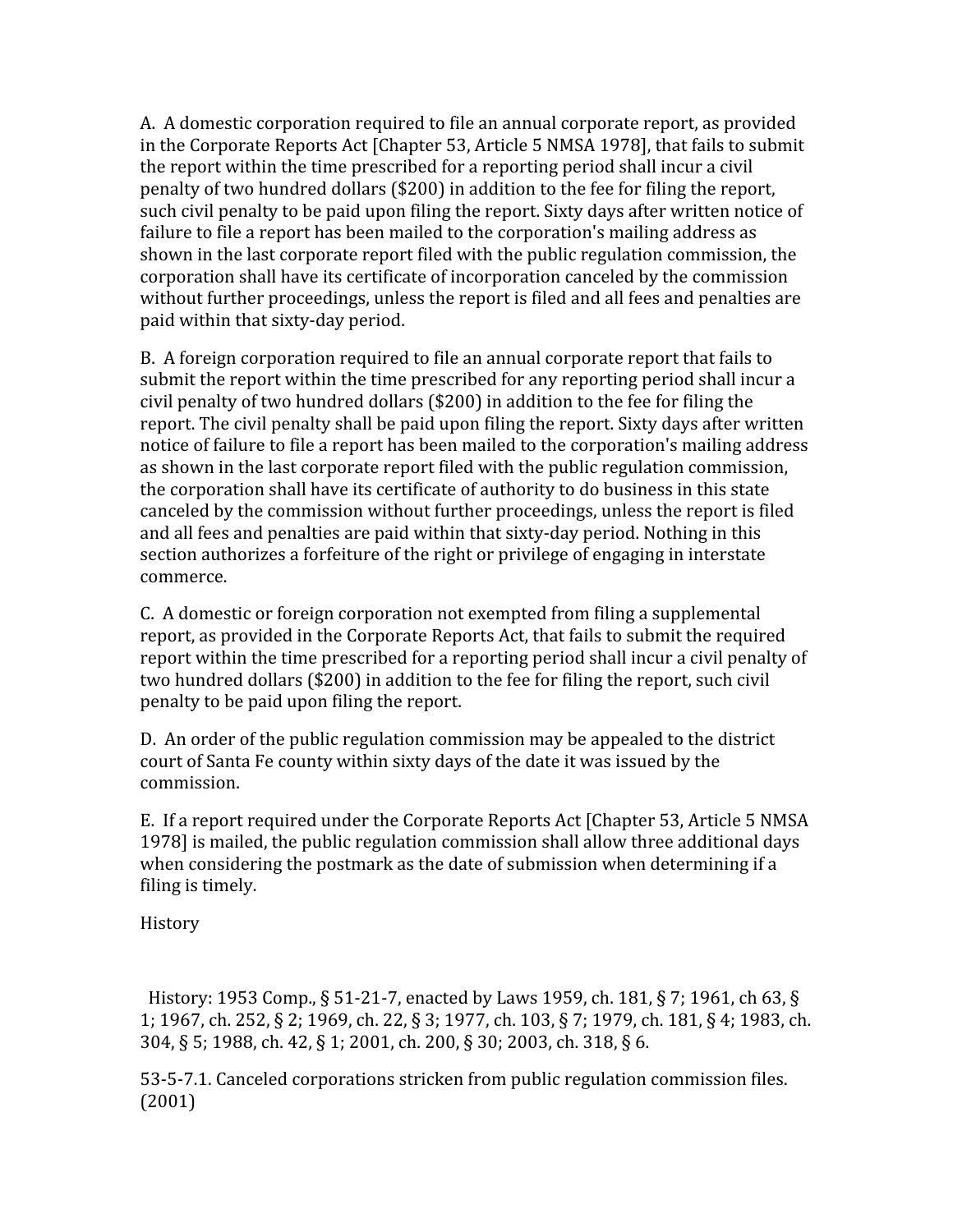A. A domestic corporation required to file an annual corporate report, as provided in the Corporate Reports Act [Chapter 53, Article 5 NMSA 1978], that fails to submit the report within the time prescribed for a reporting period shall incur a civil penalty of two hundred dollars ($200) in addition to the fee for filing the report, such civil penalty to be paid upon filing the report. Sixty days after written notice of failure to file a report has been mailed to the corporation's mailing address as shown in the last corporate report filed with the public regulation commission, the corporation shall have its certificate of incorporation canceled by the commission without further proceedings, unless the report is filed and all fees and penalties are paid within that sixty-day period.

B. A foreign corporation required to file an annual corporate report that fails to submit the report within the time prescribed for any reporting period shall incur a civil penalty of two hundred dollars ($200) in addition to the fee for filing the report. The civil penalty shall be paid upon filing the report. Sixty days after written notice of failure to file a report has been mailed to the corporation's mailing address as shown in the last corporate report filed with the public regulation commission, the corporation shall have its certificate of authority to do business in this state canceled by the commission without further proceedings, unless the report is filed and all fees and penalties are paid within that sixty-day period. Nothing in this section authorizes a forfeiture of the right or privilege of engaging in interstate commerce.

C. A domestic or foreign corporation not exempted from filing a supplemental report, as provided in the Corporate Reports Act, that fails to submit the required report within the time prescribed for a reporting period shall incur a civil penalty of two hundred dollars ($200) in addition to the fee for filing the report, such civil penalty to be paid upon filing the report.

D. An order of the public regulation commission may be appealed to the district court of Santa Fe county within sixty days of the date it was issued by the commission.

E. If a report required under the Corporate Reports Act [Chapter 53, Article 5 NMSA 1978] is mailed, the public regulation commission shall allow three additional days when considering the postmark as the date of submission when determining if a filing is timely.

History

History: 1953 Comp., § 51-21-7, enacted by Laws 1959, ch. 181, § 7; 1961, ch 63, § 1; 1967, ch. 252, § 2; 1969, ch. 22, § 3; 1977, ch. 103, § 7; 1979, ch. 181, § 4; 1983, ch. 304, § 5; 1988, ch. 42, § 1; 2001, ch. 200, § 30; 2003, ch. 318, § 6.

53-5-7.1. Canceled corporations stricken from public regulation commission files. (2001)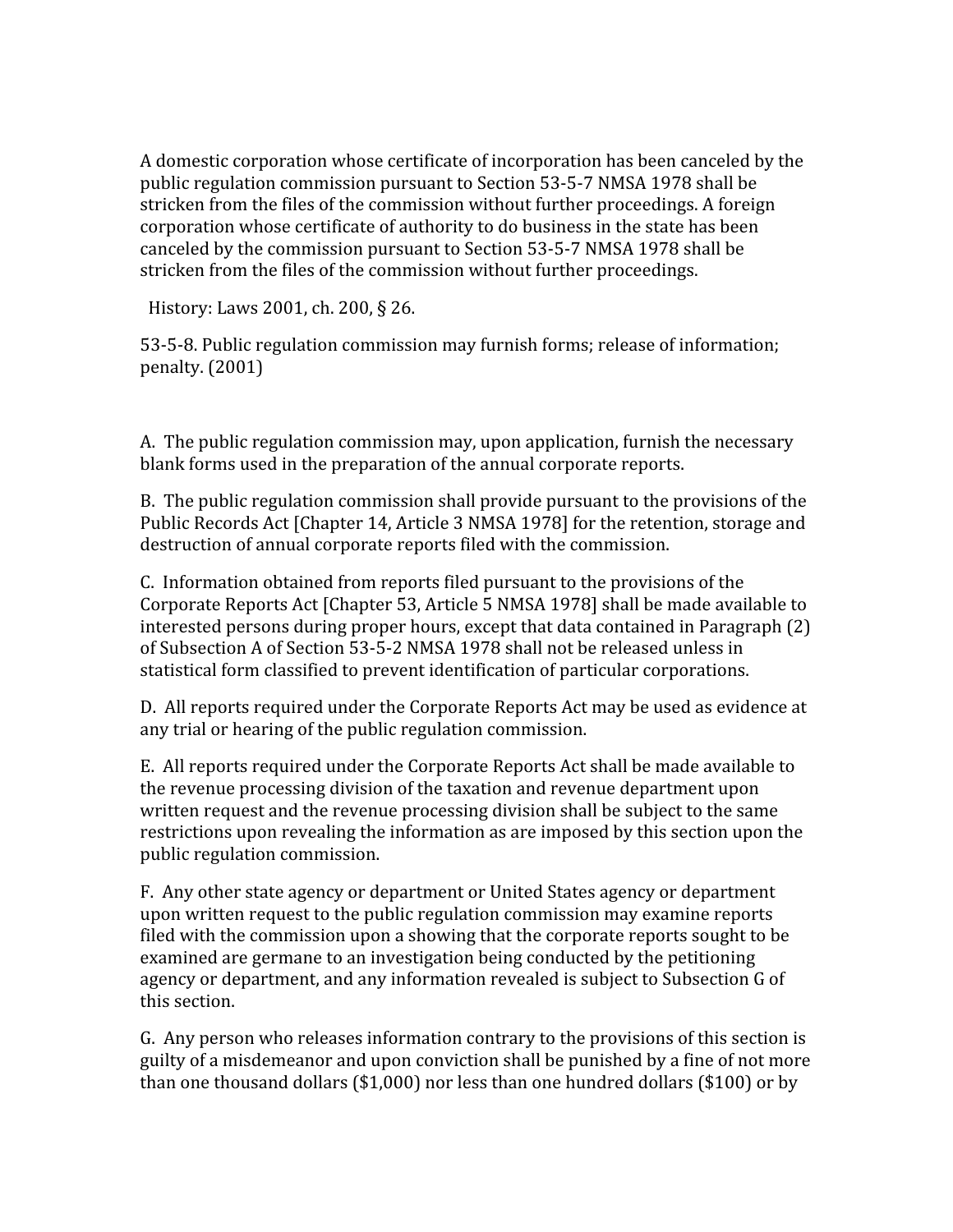A domestic corporation whose certificate of incorporation has been canceled by the public regulation commission pursuant to Section 53-5-7 NMSA 1978 shall be stricken from the files of the commission without further proceedings. A foreign corporation whose certificate of authority to do business in the state has been canceled by the commission pursuant to Section 53-5-7 NMSA 1978 shall be stricken from the files of the commission without further proceedings.

History: Laws 2001, ch. 200, § 26.

53-5-8. Public regulation commission may furnish forms; release of information; penalty. (2001)

A. The public regulation commission may, upon application, furnish the necessary blank forms used in the preparation of the annual corporate reports.

B. The public regulation commission shall provide pursuant to the provisions of the Public Records Act [Chapter 14, Article 3 NMSA 1978] for the retention, storage and destruction of annual corporate reports filed with the commission.

C. Information obtained from reports filed pursuant to the provisions of the Corporate Reports Act [Chapter 53, Article 5 NMSA 1978] shall be made available to interested persons during proper hours, except that data contained in Paragraph (2) of Subsection A of Section 53-5-2 NMSA 1978 shall not be released unless in statistical form classified to prevent identification of particular corporations.

D. All reports required under the Corporate Reports Act may be used as evidence at any trial or hearing of the public regulation commission.

E. All reports required under the Corporate Reports Act shall be made available to the revenue processing division of the taxation and revenue department upon written request and the revenue processing division shall be subject to the same restrictions upon revealing the information as are imposed by this section upon the public regulation commission.

F. Any other state agency or department or United States agency or department upon written request to the public regulation commission may examine reports filed with the commission upon a showing that the corporate reports sought to be examined are germane to an investigation being conducted by the petitioning agency or department, and any information revealed is subject to Subsection G of this section.

G. Any person who releases information contrary to the provisions of this section is guilty of a misdemeanor and upon conviction shall be punished by a fine of not more than one thousand dollars ($1,000) nor less than one hundred dollars ($100) or by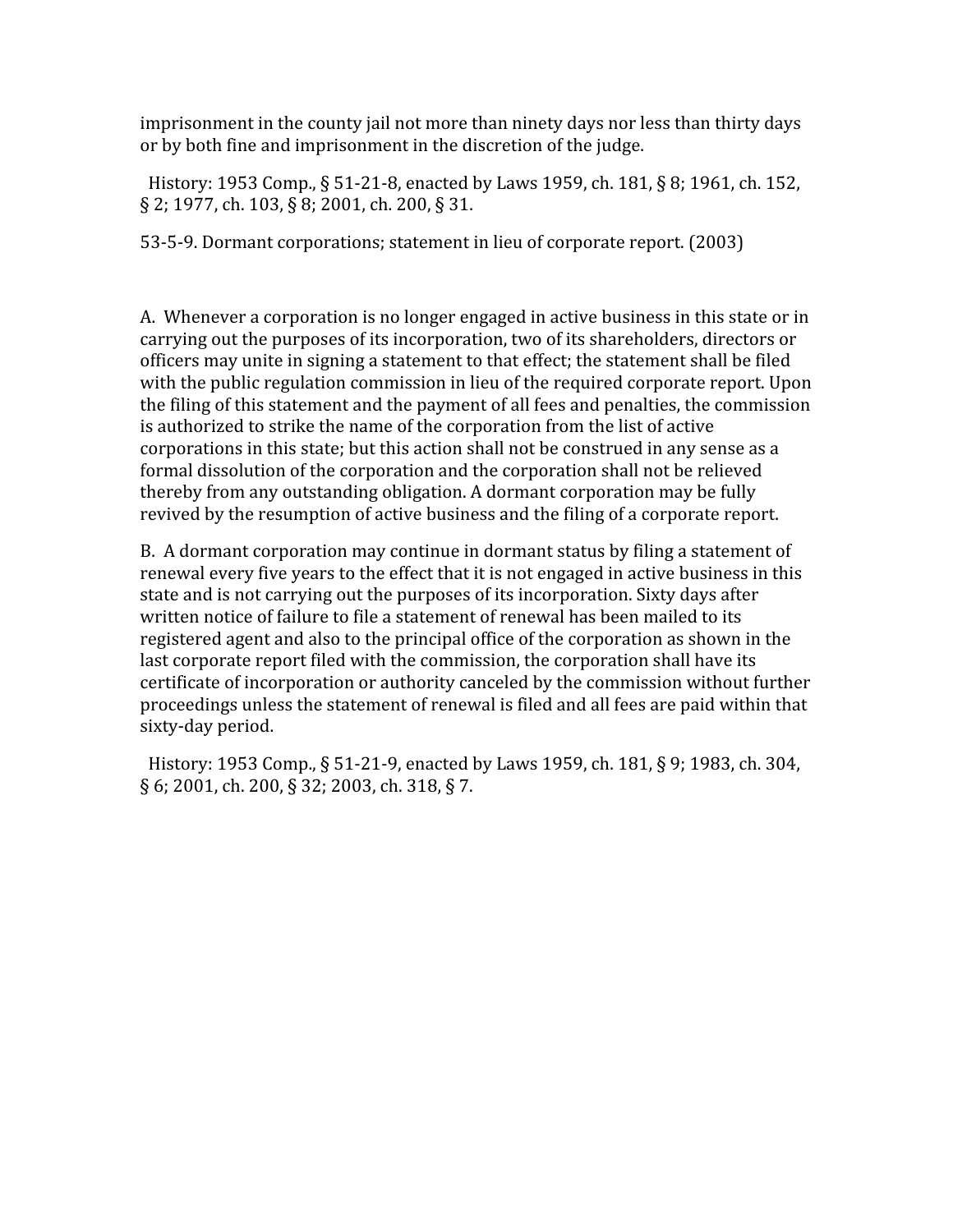imprisonment in the county jail not more than ninety days nor less than thirty days or by both fine and imprisonment in the discretion of the judge.

History: 1953 Comp., § 51-21-8, enacted by Laws 1959, ch. 181, § 8; 1961, ch. 152, § 2; 1977, ch. 103, § 8; 2001, ch. 200, § 31.

53-5-9. Dormant corporations; statement in lieu of corporate report. (2003)

A. Whenever a corporation is no longer engaged in active business in this state or in carrying out the purposes of its incorporation, two of its shareholders, directors or officers may unite in signing a statement to that effect; the statement shall be filed with the public regulation commission in lieu of the required corporate report. Upon the filing of this statement and the payment of all fees and penalties, the commission is authorized to strike the name of the corporation from the list of active corporations in this state; but this action shall not be construed in any sense as a formal dissolution of the corporation and the corporation shall not be relieved thereby from any outstanding obligation. A dormant corporation may be fully revived by the resumption of active business and the filing of a corporate report.

B. A dormant corporation may continue in dormant status by filing a statement of renewal every five years to the effect that it is not engaged in active business in this state and is not carrying out the purposes of its incorporation. Sixty days after written notice of failure to file a statement of renewal has been mailed to its registered agent and also to the principal office of the corporation as shown in the last corporate report filed with the commission, the corporation shall have its certificate of incorporation or authority canceled by the commission without further proceedings unless the statement of renewal is filed and all fees are paid within that sixty-day period.

History: 1953 Comp., § 51-21-9, enacted by Laws 1959, ch. 181, § 9; 1983, ch. 304, § 6; 2001, ch. 200, § 32; 2003, ch. 318, § 7.